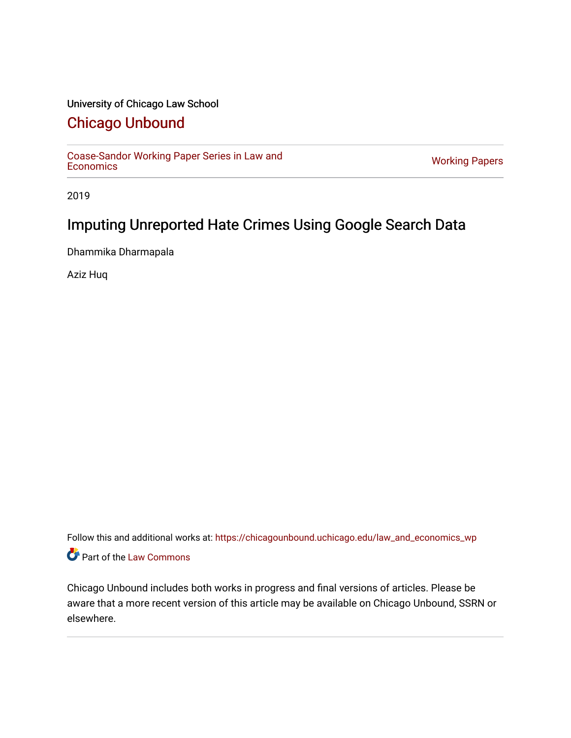University of Chicago Law School

# Chicago Unbound

Coase-Sandor Working Paper Series in Law and Economics | Working Papers

2019

## Imputing Unreported Hate Crimes Using Google Search Data

Dhammika Dharmapala

Aziz Huq

Follow this and additional works at: https://chicagounbound.uchicago.edu/law_and_economics_wp

Part of the Law Commons

Chicago Unbound includes both works in progress and final versions of articles. Please be aware that a more recent version of this article may be available on Chicago Unbound, SSRN or elsewhere.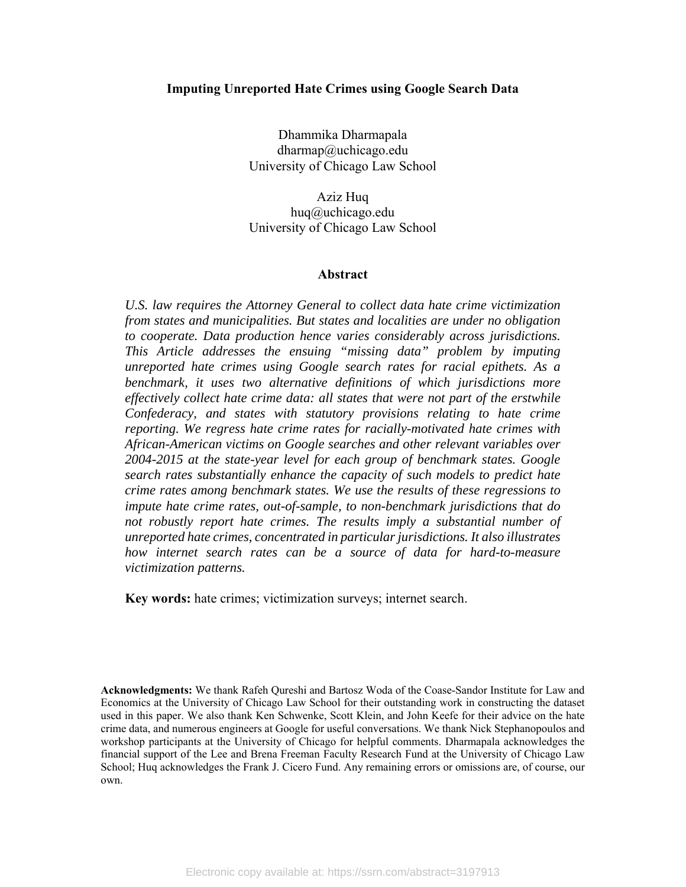**Imputing Unreported Hate Crimes using Google Search Data**

Dhammika Dharmapala
dharmap@uchicago.edu
University of Chicago Law School

Aziz Huq
huq@uchicago.edu
University of Chicago Law School

**Abstract**

*U.S. law requires the Attorney General to collect data hate crime victimization from states and municipalities. But states and localities are under no obligation to cooperate. Data production hence varies considerably across jurisdictions. This Article addresses the ensuing "missing data" problem by imputing unreported hate crimes using Google search rates for racial epithets. As a benchmark, it uses two alternative definitions of which jurisdictions more effectively collect hate crime data: all states that were not part of the erstwhile Confederacy, and states with statutory provisions relating to hate crime reporting. We regress hate crime rates for racially-motivated hate crimes with African-American victims on Google searches and other relevant variables over 2004-2015 at the state-year level for each group of benchmark states. Google search rates substantially enhance the capacity of such models to predict hate crime rates among benchmark states. We use the results of these regressions to impute hate crime rates, out-of-sample, to non-benchmark jurisdictions that do not robustly report hate crimes. The results imply a substantial number of unreported hate crimes, concentrated in particular jurisdictions. It also illustrates how internet search rates can be a source of data for hard-to-measure victimization patterns.*

**Key words:** hate crimes; victimization surveys; internet search.

**Acknowledgments:** We thank Rafeh Qureshi and Bartosz Woda of the Coase-Sandor Institute for Law and Economics at the University of Chicago Law School for their outstanding work in constructing the dataset used in this paper. We also thank Ken Schwenke, Scott Klein, and John Keefe for their advice on the hate crime data, and numerous engineers at Google for useful conversations. We thank Nick Stephanopoulos and workshop participants at the University of Chicago for helpful comments. Dharmapala acknowledges the financial support of the Lee and Brena Freeman Faculty Research Fund at the University of Chicago Law School; Huq acknowledges the Frank J. Cicero Fund. Any remaining errors or omissions are, of course, our own.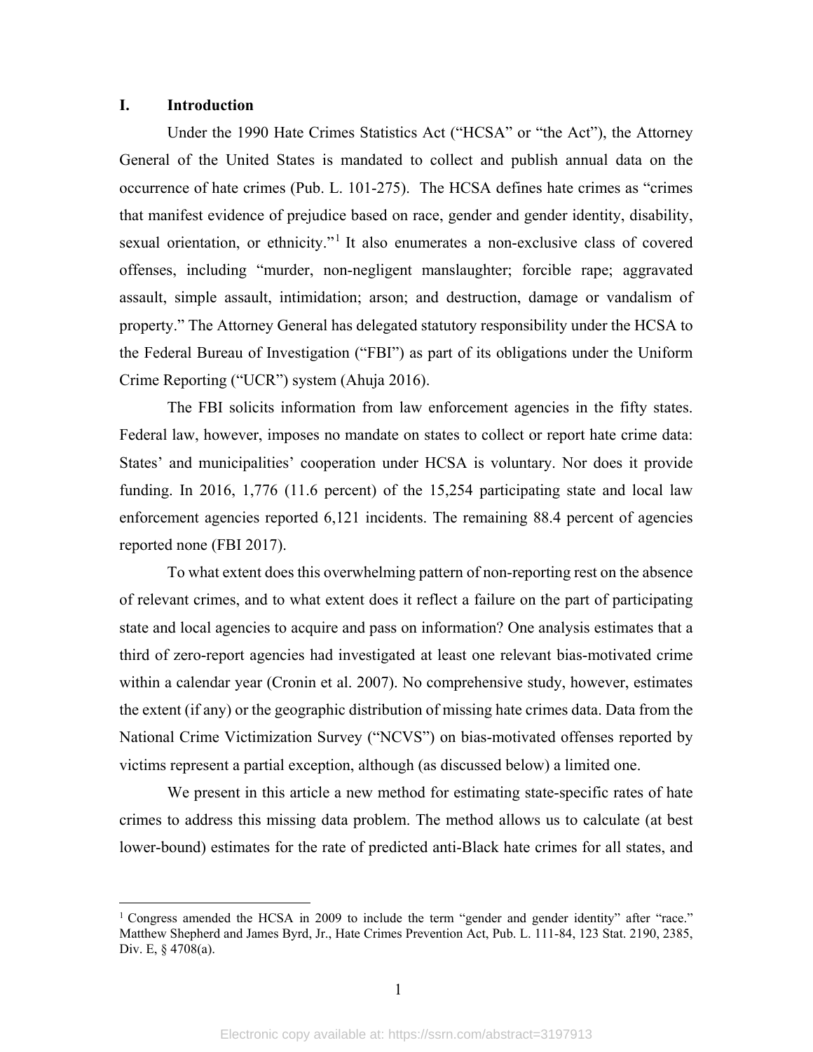## I. Introduction

Under the 1990 Hate Crimes Statistics Act ("HCSA" or "the Act"), the Attorney General of the United States is mandated to collect and publish annual data on the occurrence of hate crimes (Pub. L. 101-275). The HCSA defines hate crimes as "crimes that manifest evidence of prejudice based on race, gender and gender identity, disability, sexual orientation, or ethnicity."[1] It also enumerates a non-exclusive class of covered offenses, including "murder, non-negligent manslaughter; forcible rape; aggravated assault, simple assault, intimidation; arson; and destruction, damage or vandalism of property." The Attorney General has delegated statutory responsibility under the HCSA to the Federal Bureau of Investigation ("FBI") as part of its obligations under the Uniform Crime Reporting ("UCR") system (Ahuja 2016).

The FBI solicits information from law enforcement agencies in the fifty states. Federal law, however, imposes no mandate on states to collect or report hate crime data: States' and municipalities' cooperation under HCSA is voluntary. Nor does it provide funding. In 2016, 1,776 (11.6 percent) of the 15,254 participating state and local law enforcement agencies reported 6,121 incidents. The remaining 88.4 percent of agencies reported none (FBI 2017).

To what extent does this overwhelming pattern of non-reporting rest on the absence of relevant crimes, and to what extent does it reflect a failure on the part of participating state and local agencies to acquire and pass on information? One analysis estimates that a third of zero-report agencies had investigated at least one relevant bias-motivated crime within a calendar year (Cronin et al. 2007). No comprehensive study, however, estimates the extent (if any) or the geographic distribution of missing hate crimes data. Data from the National Crime Victimization Survey ("NCVS") on bias-motivated offenses reported by victims represent a partial exception, although (as discussed below) a limited one.

We present in this article a new method for estimating state-specific rates of hate crimes to address this missing data problem. The method allows us to calculate (at best lower-bound) estimates for the rate of predicted anti-Black hate crimes for all states, and

[1] Congress amended the HCSA in 2009 to include the term "gender and gender identity" after "race." Matthew Shepherd and James Byrd, Jr., Hate Crimes Prevention Act, Pub. L. 111-84, 123 Stat. 2190, 2385, Div. E, § 4708(a).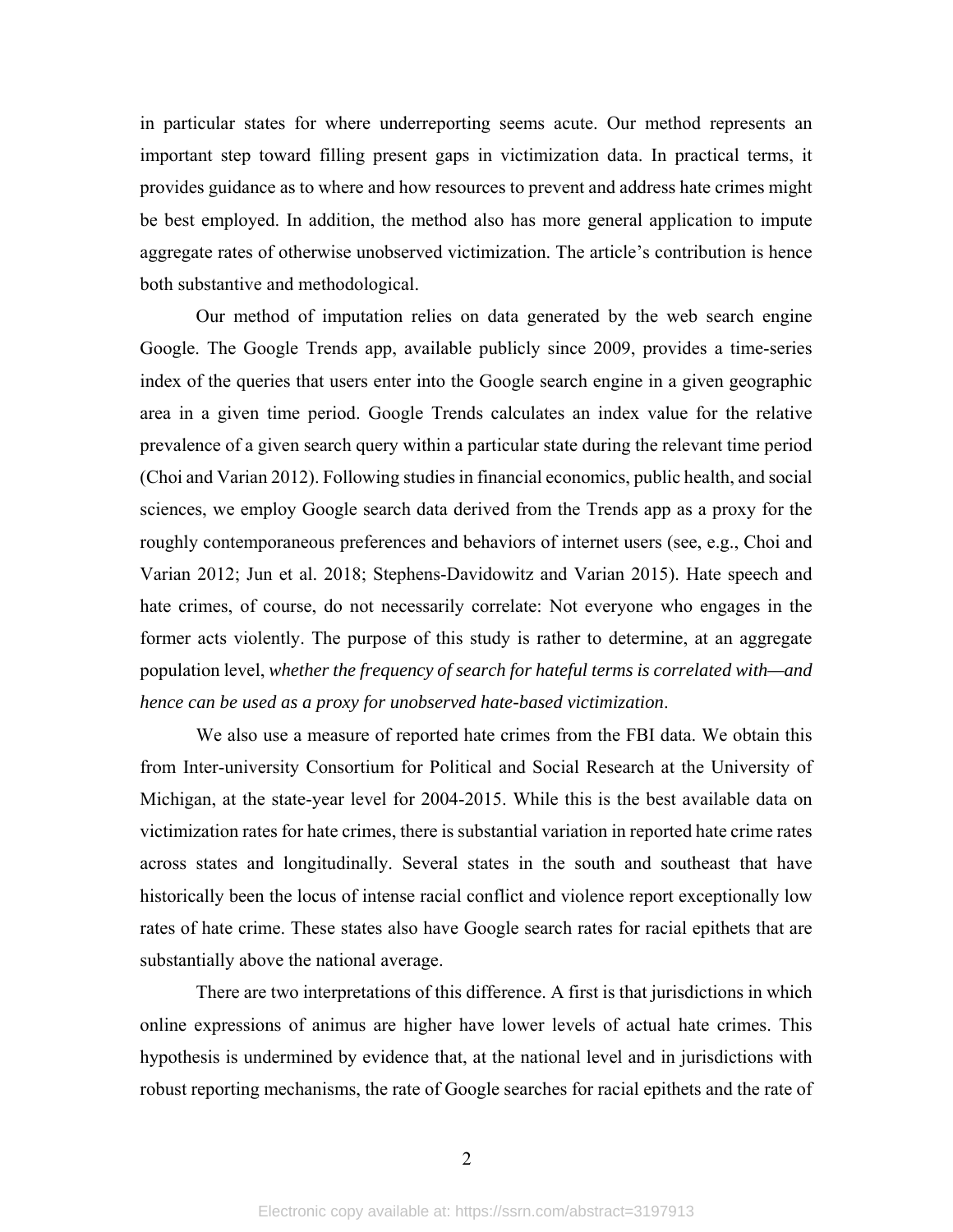in particular states for where underreporting seems acute. Our method represents an important step toward filling present gaps in victimization data. In practical terms, it provides guidance as to where and how resources to prevent and address hate crimes might be best employed. In addition, the method also has more general application to impute aggregate rates of otherwise unobserved victimization. The article's contribution is hence both substantive and methodological.

Our method of imputation relies on data generated by the web search engine Google. The Google Trends app, available publicly since 2009, provides a time-series index of the queries that users enter into the Google search engine in a given geographic area in a given time period. Google Trends calculates an index value for the relative prevalence of a given search query within a particular state during the relevant time period (Choi and Varian 2012). Following studies in financial economics, public health, and social sciences, we employ Google search data derived from the Trends app as a proxy for the roughly contemporaneous preferences and behaviors of internet users (see, e.g., Choi and Varian 2012; Jun et al. 2018; Stephens-Davidowitz and Varian 2015). Hate speech and hate crimes, of course, do not necessarily correlate: Not everyone who engages in the former acts violently. The purpose of this study is rather to determine, at an aggregate population level, *whether the frequency of search for hateful terms is correlated with—and hence can be used as a proxy for unobserved hate-based victimization*.

We also use a measure of reported hate crimes from the FBI data. We obtain this from Inter-university Consortium for Political and Social Research at the University of Michigan, at the state-year level for 2004-2015. While this is the best available data on victimization rates for hate crimes, there is substantial variation in reported hate crime rates across states and longitudinally. Several states in the south and southeast that have historically been the locus of intense racial conflict and violence report exceptionally low rates of hate crime. These states also have Google search rates for racial epithets that are substantially above the national average.

There are two interpretations of this difference. A first is that jurisdictions in which online expressions of animus are higher have lower levels of actual hate crimes. This hypothesis is undermined by evidence that, at the national level and in jurisdictions with robust reporting mechanisms, the rate of Google searches for racial epithets and the rate of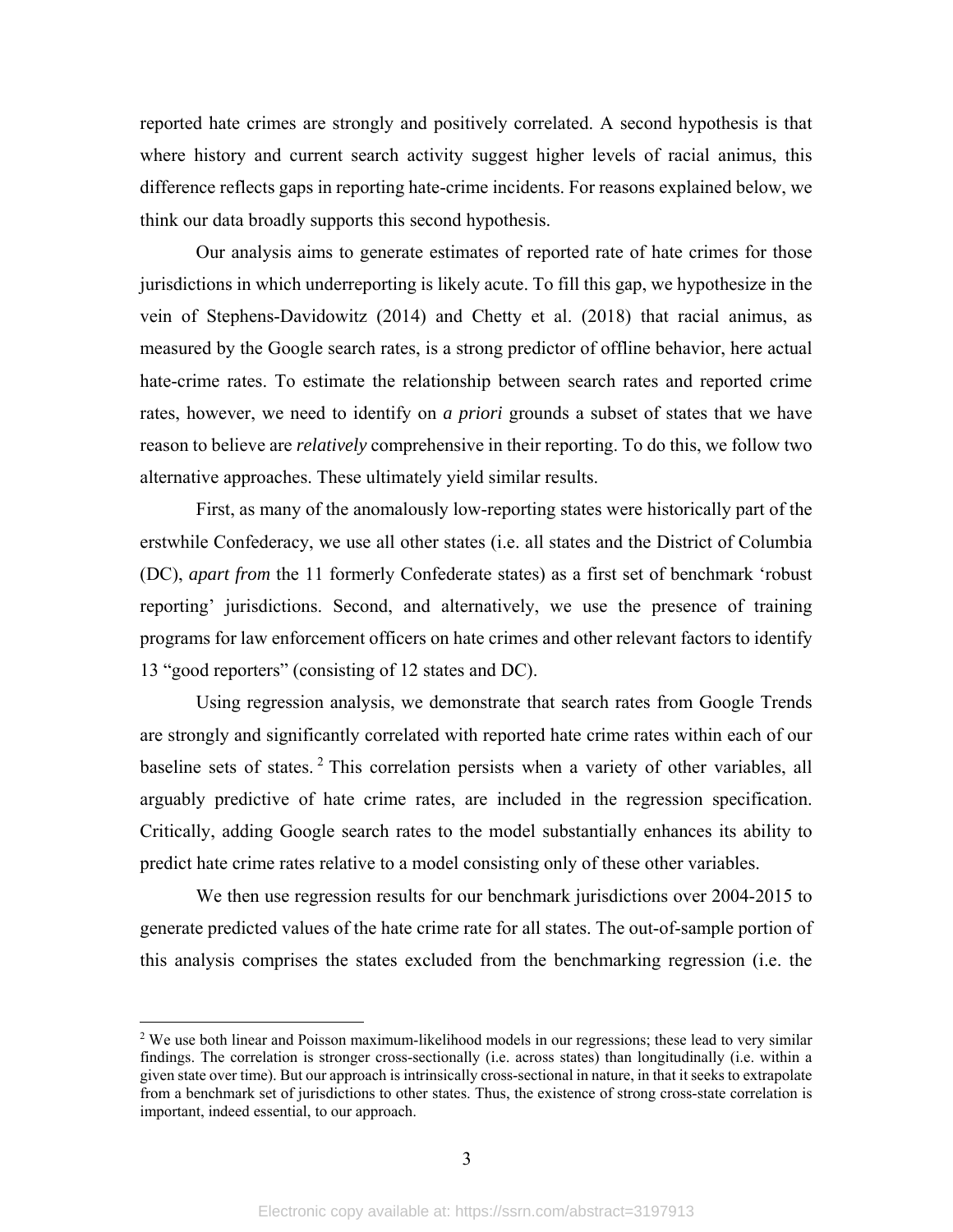reported hate crimes are strongly and positively correlated. A second hypothesis is that where history and current search activity suggest higher levels of racial animus, this difference reflects gaps in reporting hate-crime incidents. For reasons explained below, we think our data broadly supports this second hypothesis.

Our analysis aims to generate estimates of reported rate of hate crimes for those jurisdictions in which underreporting is likely acute. To fill this gap, we hypothesize in the vein of Stephens-Davidowitz (2014) and Chetty et al. (2018) that racial animus, as measured by the Google search rates, is a strong predictor of offline behavior, here actual hate-crime rates. To estimate the relationship between search rates and reported crime rates, however, we need to identify on *a priori* grounds a subset of states that we have reason to believe are *relatively* comprehensive in their reporting. To do this, we follow two alternative approaches. These ultimately yield similar results.

First, as many of the anomalously low-reporting states were historically part of the erstwhile Confederacy, we use all other states (i.e. all states and the District of Columbia (DC), *apart from* the 11 formerly Confederate states) as a first set of benchmark 'robust reporting' jurisdictions. Second, and alternatively, we use the presence of training programs for law enforcement officers on hate crimes and other relevant factors to identify 13 "good reporters" (consisting of 12 states and DC).

Using regression analysis, we demonstrate that search rates from Google Trends are strongly and significantly correlated with reported hate crime rates within each of our baseline sets of states.[2] This correlation persists when a variety of other variables, all arguably predictive of hate crime rates, are included in the regression specification. Critically, adding Google search rates to the model substantially enhances its ability to predict hate crime rates relative to a model consisting only of these other variables.

We then use regression results for our benchmark jurisdictions over 2004-2015 to generate predicted values of the hate crime rate for all states. The out-of-sample portion of this analysis comprises the states excluded from the benchmarking regression (i.e. the

---

[2] We use both linear and Poisson maximum-likelihood models in our regressions; these lead to very similar findings. The correlation is stronger cross-sectionally (i.e. across states) than longitudinally (i.e. within a given state over time). But our approach is intrinsically cross-sectional in nature, in that it seeks to extrapolate from a benchmark set of jurisdictions to other states. Thus, the existence of strong cross-state correlation is important, indeed essential, to our approach.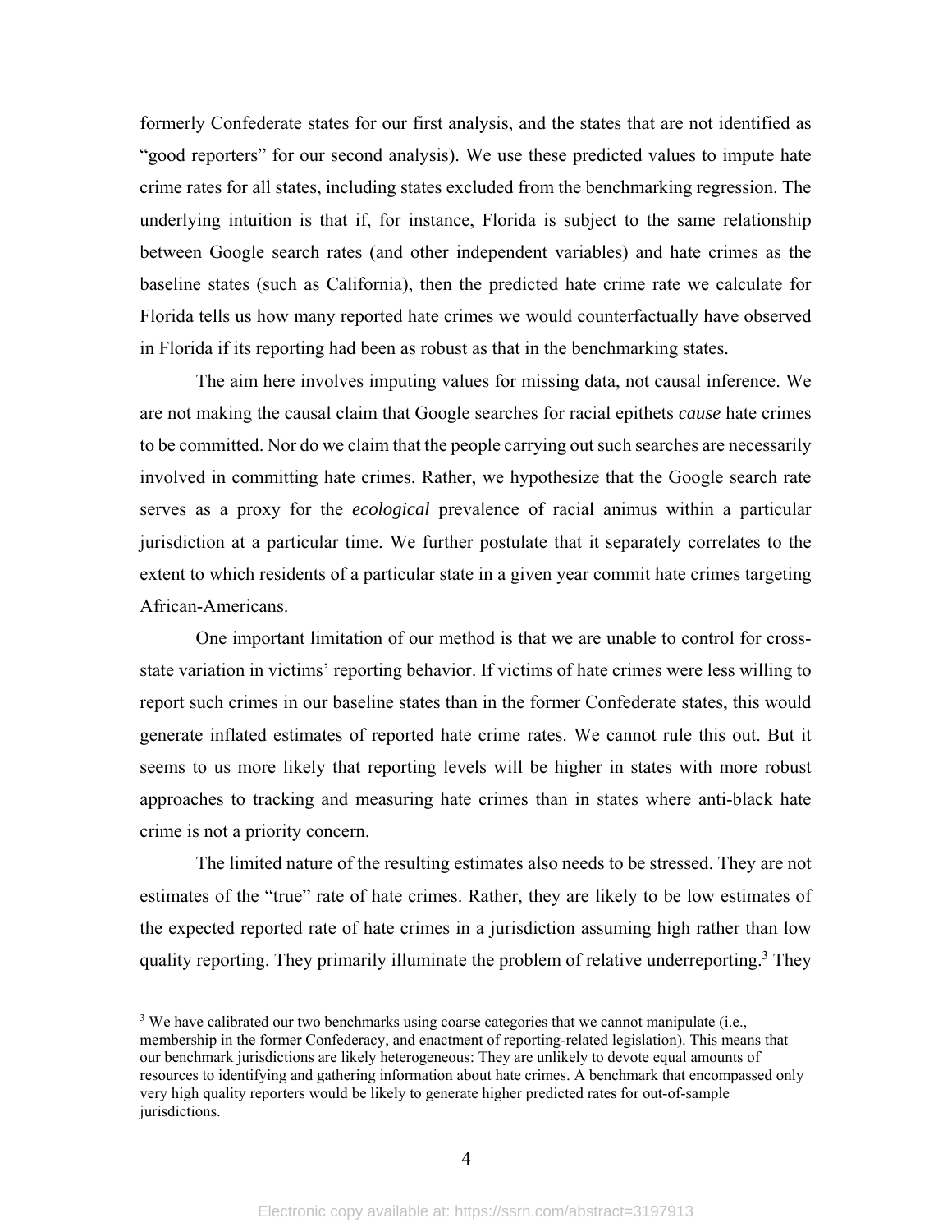formerly Confederate states for our first analysis, and the states that are not identified as "good reporters" for our second analysis). We use these predicted values to impute hate crime rates for all states, including states excluded from the benchmarking regression. The underlying intuition is that if, for instance, Florida is subject to the same relationship between Google search rates (and other independent variables) and hate crimes as the baseline states (such as California), then the predicted hate crime rate we calculate for Florida tells us how many reported hate crimes we would counterfactually have observed in Florida if its reporting had been as robust as that in the benchmarking states.

The aim here involves imputing values for missing data, not causal inference. We are not making the causal claim that Google searches for racial epithets *cause* hate crimes to be committed. Nor do we claim that the people carrying out such searches are necessarily involved in committing hate crimes. Rather, we hypothesize that the Google search rate serves as a proxy for the *ecological* prevalence of racial animus within a particular jurisdiction at a particular time. We further postulate that it separately correlates to the extent to which residents of a particular state in a given year commit hate crimes targeting African-Americans.

One important limitation of our method is that we are unable to control for cross-state variation in victims' reporting behavior. If victims of hate crimes were less willing to report such crimes in our baseline states than in the former Confederate states, this would generate inflated estimates of reported hate crime rates. We cannot rule this out. But it seems to us more likely that reporting levels will be higher in states with more robust approaches to tracking and measuring hate crimes than in states where anti-black hate crime is not a priority concern.

The limited nature of the resulting estimates also needs to be stressed. They are not estimates of the "true" rate of hate crimes. Rather, they are likely to be low estimates of the expected reported rate of hate crimes in a jurisdiction assuming high rather than low quality reporting. They primarily illuminate the problem of relative underreporting.[3] They

[3] We have calibrated our two benchmarks using coarse categories that we cannot manipulate (i.e., membership in the former Confederacy, and enactment of reporting-related legislation). This means that our benchmark jurisdictions are likely heterogeneous: They are unlikely to devote equal amounts of resources to identifying and gathering information about hate crimes. A benchmark that encompassed only very high quality reporters would be likely to generate higher predicted rates for out-of-sample jurisdictions.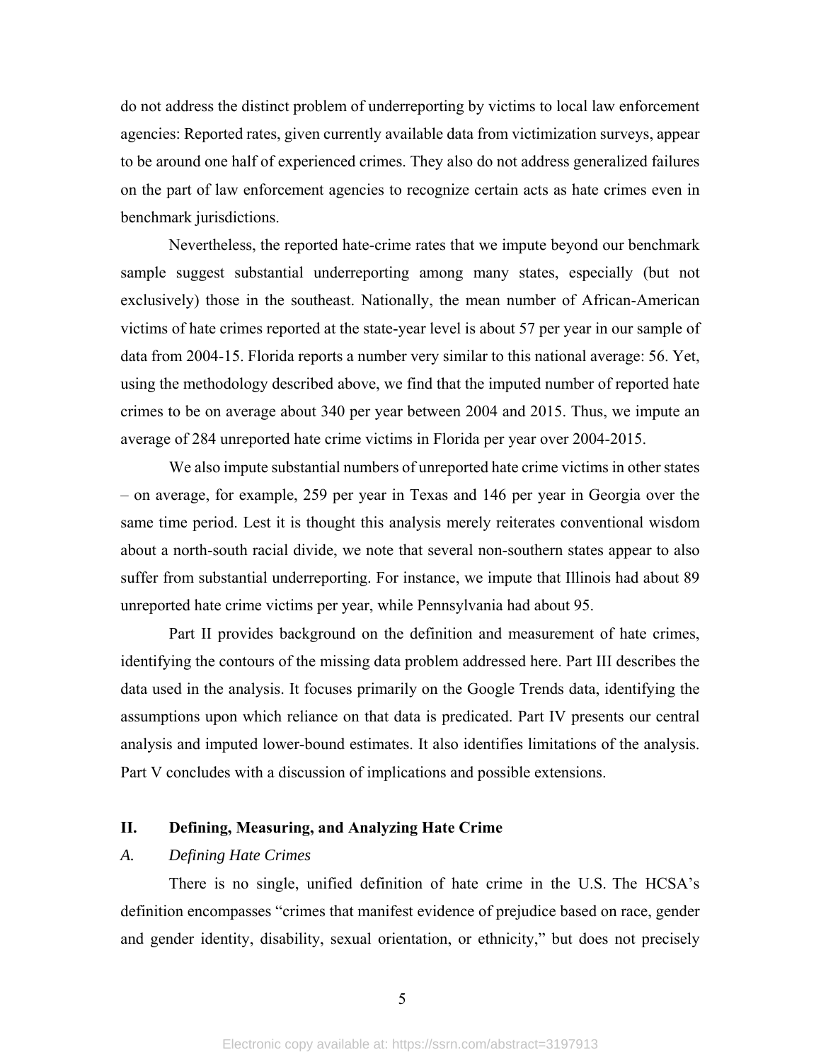do not address the distinct problem of underreporting by victims to local law enforcement agencies: Reported rates, given currently available data from victimization surveys, appear to be around one half of experienced crimes. They also do not address generalized failures on the part of law enforcement agencies to recognize certain acts as hate crimes even in benchmark jurisdictions.

Nevertheless, the reported hate-crime rates that we impute beyond our benchmark sample suggest substantial underreporting among many states, especially (but not exclusively) those in the southeast. Nationally, the mean number of African-American victims of hate crimes reported at the state-year level is about 57 per year in our sample of data from 2004-15. Florida reports a number very similar to this national average: 56. Yet, using the methodology described above, we find that the imputed number of reported hate crimes to be on average about 340 per year between 2004 and 2015. Thus, we impute an average of 284 unreported hate crime victims in Florida per year over 2004-2015.

We also impute substantial numbers of unreported hate crime victims in other states – on average, for example, 259 per year in Texas and 146 per year in Georgia over the same time period. Lest it is thought this analysis merely reiterates conventional wisdom about a north-south racial divide, we note that several non-southern states appear to also suffer from substantial underreporting. For instance, we impute that Illinois had about 89 unreported hate crime victims per year, while Pennsylvania had about 95.

Part II provides background on the definition and measurement of hate crimes, identifying the contours of the missing data problem addressed here. Part III describes the data used in the analysis. It focuses primarily on the Google Trends data, identifying the assumptions upon which reliance on that data is predicated. Part IV presents our central analysis and imputed lower-bound estimates. It also identifies limitations of the analysis. Part V concludes with a discussion of implications and possible extensions.

## II. Defining, Measuring, and Analyzing Hate Crime

### *A. Defining Hate Crimes*

There is no single, unified definition of hate crime in the U.S. The HCSA's definition encompasses "crimes that manifest evidence of prejudice based on race, gender and gender identity, disability, sexual orientation, or ethnicity," but does not precisely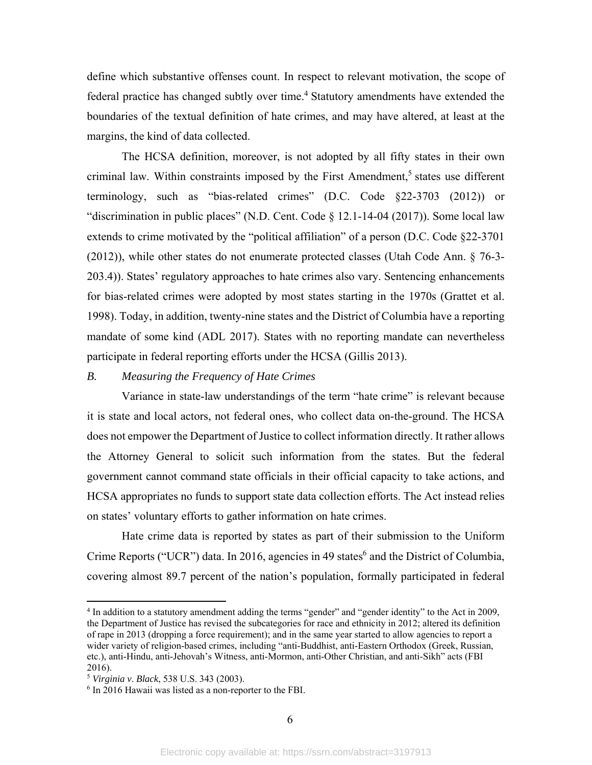define which substantive offenses count. In respect to relevant motivation, the scope of federal practice has changed subtly over time.[4] Statutory amendments have extended the boundaries of the textual definition of hate crimes, and may have altered, at least at the margins, the kind of data collected.

The HCSA definition, moreover, is not adopted by all fifty states in their own criminal law. Within constraints imposed by the First Amendment,[5] states use different terminology, such as "bias-related crimes" (D.C. Code §22-3703 (2012)) or "discrimination in public places" (N.D. Cent. Code § 12.1-14-04 (2017)). Some local law extends to crime motivated by the "political affiliation" of a person (D.C. Code §22-3701 (2012)), while other states do not enumerate protected classes (Utah Code Ann. § 76-3-203.4)). States' regulatory approaches to hate crimes also vary. Sentencing enhancements for bias-related crimes were adopted by most states starting in the 1970s (Grattet et al. 1998). Today, in addition, twenty-nine states and the District of Columbia have a reporting mandate of some kind (ADL 2017). States with no reporting mandate can nevertheless participate in federal reporting efforts under the HCSA (Gillis 2013).

### *B. Measuring the Frequency of Hate Crimes*

Variance in state-law understandings of the term "hate crime" is relevant because it is state and local actors, not federal ones, who collect data on-the-ground. The HCSA does not empower the Department of Justice to collect information directly. It rather allows the Attorney General to solicit such information from the states. But the federal government cannot command state officials in their official capacity to take actions, and HCSA appropriates no funds to support state data collection efforts. The Act instead relies on states' voluntary efforts to gather information on hate crimes.

Hate crime data is reported by states as part of their submission to the Uniform Crime Reports ("UCR") data. In 2016, agencies in 49 states[6] and the District of Columbia, covering almost 89.7 percent of the nation's population, formally participated in federal

---

[4] In addition to a statutory amendment adding the terms "gender" and "gender identity" to the Act in 2009, the Department of Justice has revised the subcategories for race and ethnicity in 2012; altered its definition of rape in 2013 (dropping a force requirement); and in the same year started to allow agencies to report a wider variety of religion-based crimes, including "anti-Buddhist, anti-Eastern Orthodox (Greek, Russian, etc.), anti-Hindu, anti-Jehovah's Witness, anti-Mormon, anti-Other Christian, and anti-Sikh" acts (FBI 2016).

[5] *Virginia v. Black*, 538 U.S. 343 (2003).

[6] In 2016 Hawaii was listed as a non-reporter to the FBI.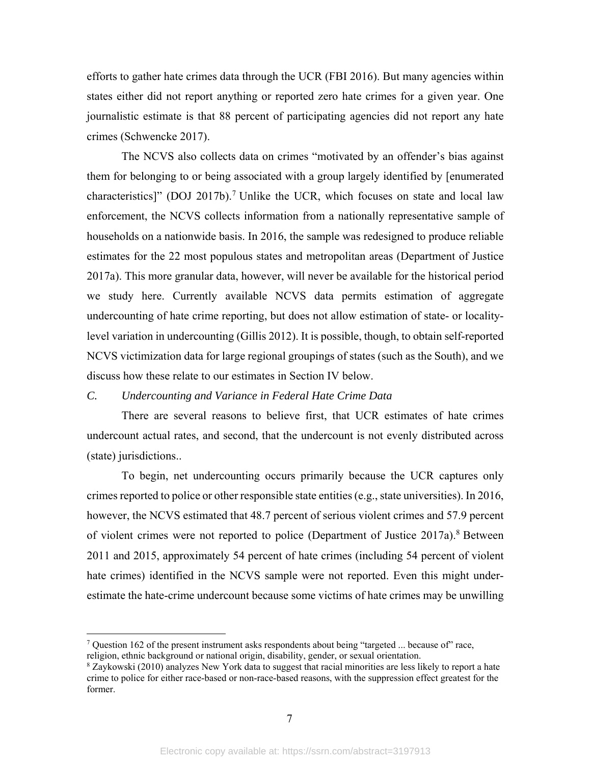efforts to gather hate crimes data through the UCR (FBI 2016). But many agencies within states either did not report anything or reported zero hate crimes for a given year. One journalistic estimate is that 88 percent of participating agencies did not report any hate crimes (Schwencke 2017).

The NCVS also collects data on crimes "motivated by an offender's bias against them for belonging to or being associated with a group largely identified by [enumerated characteristics]" (DOJ 2017b).[7] Unlike the UCR, which focuses on state and local law enforcement, the NCVS collects information from a nationally representative sample of households on a nationwide basis. In 2016, the sample was redesigned to produce reliable estimates for the 22 most populous states and metropolitan areas (Department of Justice 2017a). This more granular data, however, will never be available for the historical period we study here. Currently available NCVS data permits estimation of aggregate undercounting of hate crime reporting, but does not allow estimation of state- or locality-level variation in undercounting (Gillis 2012). It is possible, though, to obtain self-reported NCVS victimization data for large regional groupings of states (such as the South), and we discuss how these relate to our estimates in Section IV below.

*C. Undercounting and Variance in Federal Hate Crime Data*

There are several reasons to believe first, that UCR estimates of hate crimes undercount actual rates, and second, that the undercount is not evenly distributed across (state) jurisdictions..

To begin, net undercounting occurs primarily because the UCR captures only crimes reported to police or other responsible state entities (e.g., state universities). In 2016, however, the NCVS estimated that 48.7 percent of serious violent crimes and 57.9 percent of violent crimes were not reported to police (Department of Justice 2017a).[8] Between 2011 and 2015, approximately 54 percent of hate crimes (including 54 percent of violent hate crimes) identified in the NCVS sample were not reported. Even this might under-estimate the hate-crime undercount because some victims of hate crimes may be unwilling

---

[7] Question 162 of the present instrument asks respondents about being "targeted ... because of" race, religion, ethnic background or national origin, disability, gender, or sexual orientation.

[8] Zaykowski (2010) analyzes New York data to suggest that racial minorities are less likely to report a hate crime to police for either race-based or non-race-based reasons, with the suppression effect greatest for the former.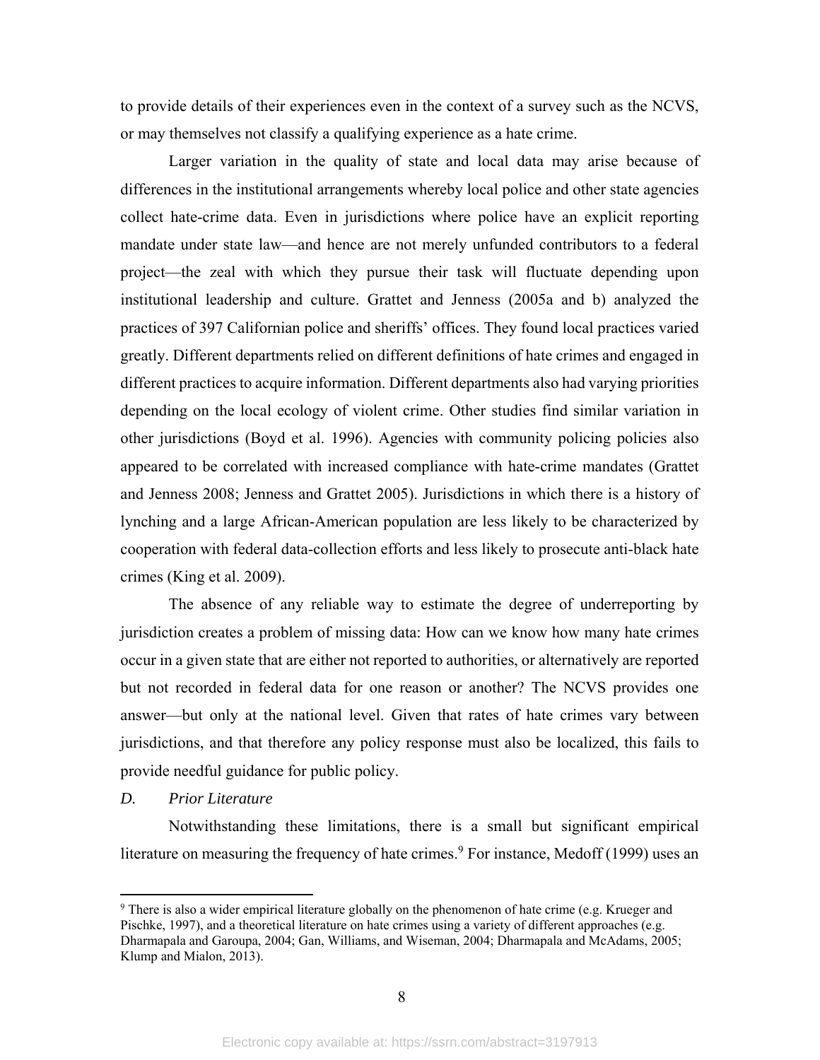to provide details of their experiences even in the context of a survey such as the NCVS, or may themselves not classify a qualifying experience as a hate crime.

Larger variation in the quality of state and local data may arise because of differences in the institutional arrangements whereby local police and other state agencies collect hate-crime data. Even in jurisdictions where police have an explicit reporting mandate under state law—and hence are not merely unfunded contributors to a federal project—the zeal with which they pursue their task will fluctuate depending upon institutional leadership and culture. Grattet and Jenness (2005a and b) analyzed the practices of 397 Californian police and sheriffs' offices. They found local practices varied greatly. Different departments relied on different definitions of hate crimes and engaged in different practices to acquire information. Different departments also had varying priorities depending on the local ecology of violent crime. Other studies find similar variation in other jurisdictions (Boyd et al. 1996). Agencies with community policing policies also appeared to be correlated with increased compliance with hate-crime mandates (Grattet and Jenness 2008; Jenness and Grattet 2005). Jurisdictions in which there is a history of lynching and a large African-American population are less likely to be characterized by cooperation with federal data-collection efforts and less likely to prosecute anti-black hate crimes (King et al. 2009).

The absence of any reliable way to estimate the degree of underreporting by jurisdiction creates a problem of missing data: How can we know how many hate crimes occur in a given state that are either not reported to authorities, or alternatively are reported but not recorded in federal data for one reason or another? The NCVS provides one answer—but only at the national level. Given that rates of hate crimes vary between jurisdictions, and that therefore any policy response must also be localized, this fails to provide needful guidance for public policy.

### *D. Prior Literature*

Notwithstanding these limitations, there is a small but significant empirical literature on measuring the frequency of hate crimes.[9] For instance, Medoff (1999) uses an

[9] There is also a wider empirical literature globally on the phenomenon of hate crime (e.g. Krueger and Pischke, 1997), and a theoretical literature on hate crimes using a variety of different approaches (e.g. Dharmapala and Garoupa, 2004; Gan, Williams, and Wiseman, 2004; Dharmapala and McAdams, 2005; Klump and Mialon, 2013).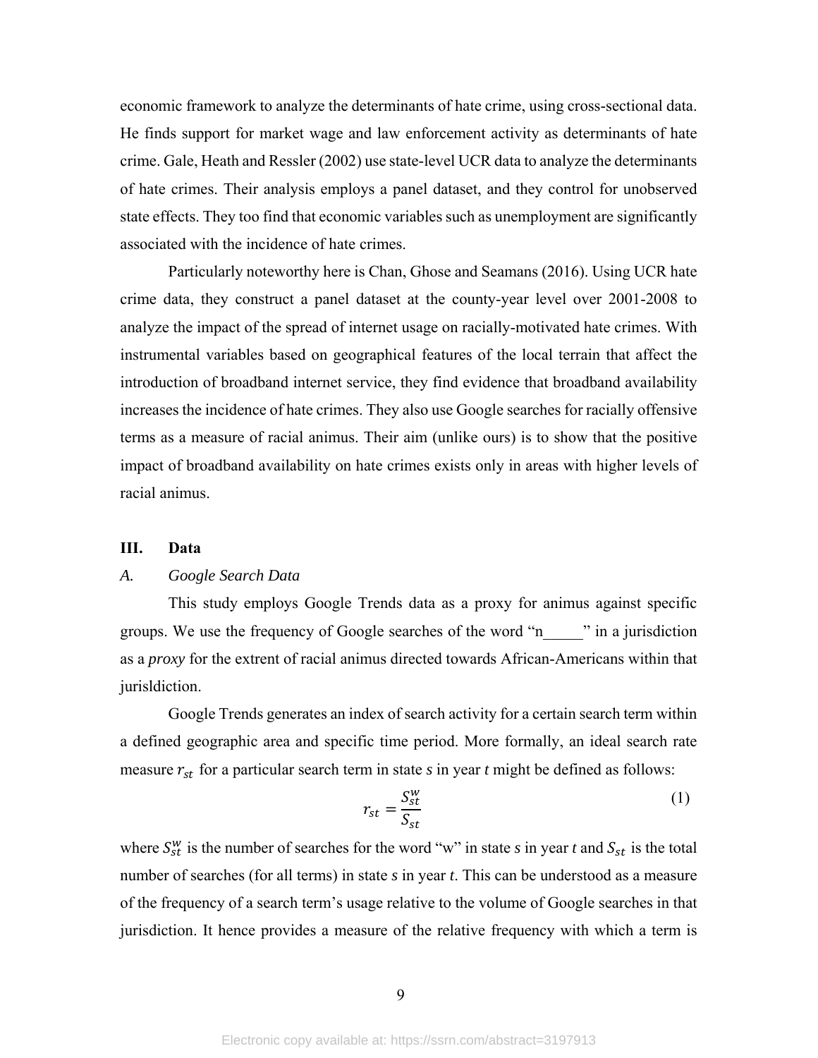economic framework to analyze the determinants of hate crime, using cross-sectional data. He finds support for market wage and law enforcement activity as determinants of hate crime. Gale, Heath and Ressler (2002) use state-level UCR data to analyze the determinants of hate crimes. Their analysis employs a panel dataset, and they control for unobserved state effects. They too find that economic variables such as unemployment are significantly associated with the incidence of hate crimes.

Particularly noteworthy here is Chan, Ghose and Seamans (2016). Using UCR hate crime data, they construct a panel dataset at the county-year level over 2001-2008 to analyze the impact of the spread of internet usage on racially-motivated hate crimes. With instrumental variables based on geographical features of the local terrain that affect the introduction of broadband internet service, they find evidence that broadband availability increases the incidence of hate crimes. They also use Google searches for racially offensive terms as a measure of racial animus. Their aim (unlike ours) is to show that the positive impact of broadband availability on hate crimes exists only in areas with higher levels of racial animus.

## III. Data

### *A. Google Search Data*

This study employs Google Trends data as a proxy for animus against specific groups. We use the frequency of Google searches of the word "n_____" in a jurisdiction as a *proxy* for the extent of racial animus directed towards African-Americans within that jurisldiction.

Google Trends generates an index of search activity for a certain search term within a defined geographic area and specific time period. More formally, an ideal search rate measure $r_{st}$ for a particular search term in state *s* in year *t* might be defined as follows:

$$r_{st} = \frac{S_{st}^{w}}{S_{st}} \tag{1}$$

where $S_{st}^{w}$ is the number of searches for the word "w" in state *s* in year *t* and $S_{st}$ is the total number of searches (for all terms) in state *s* in year *t*. This can be understood as a measure of the frequency of a search term's usage relative to the volume of Google searches in that jurisdiction. It hence provides a measure of the relative frequency with which a term is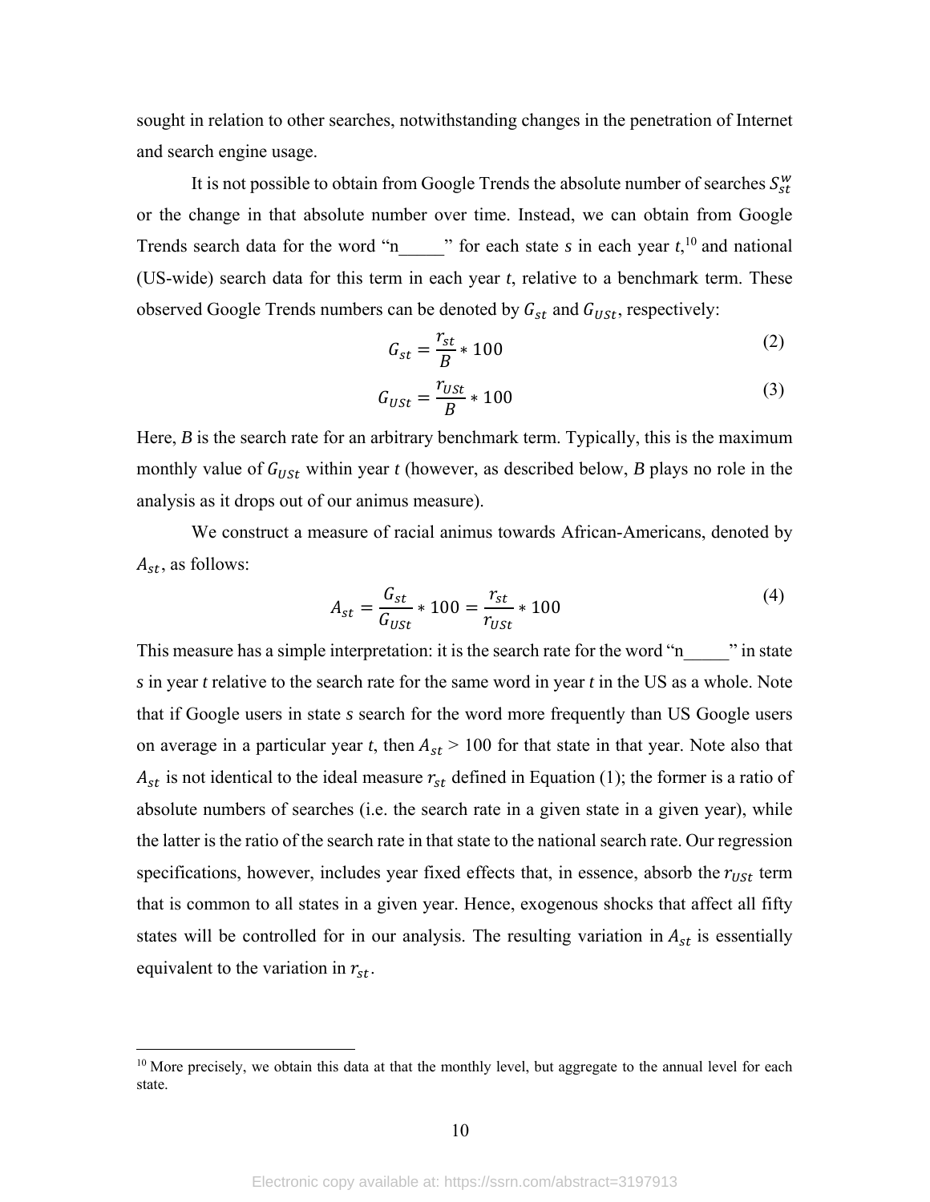sought in relation to other searches, notwithstanding changes in the penetration of Internet and search engine usage.

It is not possible to obtain from Google Trends the absolute number of searches $S_{st}^{w}$ or the change in that absolute number over time. Instead, we can obtain from Google Trends search data for the word "n_____" for each state $s$ in each year $t$,[10] and national (US-wide) search data for this term in each year $t$, relative to a benchmark term. These observed Google Trends numbers can be denoted by $G_{st}$ and $G_{USt}$, respectively:

$$G_{st} = \frac{r_{st}}{B} * 100 \tag{2}$$

$$G_{USt} = \frac{r_{USt}}{B} * 100 \tag{3}$$

Here, $B$ is the search rate for an arbitrary benchmark term. Typically, this is the maximum monthly value of $G_{USt}$ within year $t$ (however, as described below, $B$ plays no role in the analysis as it drops out of our animus measure).

We construct a measure of racial animus towards African-Americans, denoted by $A_{st}$, as follows:

$$A_{st} = \frac{G_{st}}{G_{USt}} * 100 = \frac{r_{st}}{r_{USt}} * 100 \tag{4}$$

This measure has a simple interpretation: it is the search rate for the word "n_____" in state $s$ in year $t$ relative to the search rate for the same word in year $t$ in the US as a whole. Note that if Google users in state $s$ search for the word more frequently than US Google users on average in a particular year $t$, then $A_{st} > 100$ for that state in that year. Note also that $A_{st}$ is not identical to the ideal measure $r_{st}$ defined in Equation (1); the former is a ratio of absolute numbers of searches (i.e. the search rate in a given state in a given year), while the latter is the ratio of the search rate in that state to the national search rate. Our regression specifications, however, includes year fixed effects that, in essence, absorb the $r_{USt}$ term that is common to all states in a given year. Hence, exogenous shocks that affect all fifty states will be controlled for in our analysis. The resulting variation in $A_{st}$ is essentially equivalent to the variation in $r_{st}$.

[10] More precisely, we obtain this data at that the monthly level, but aggregate to the annual level for each state.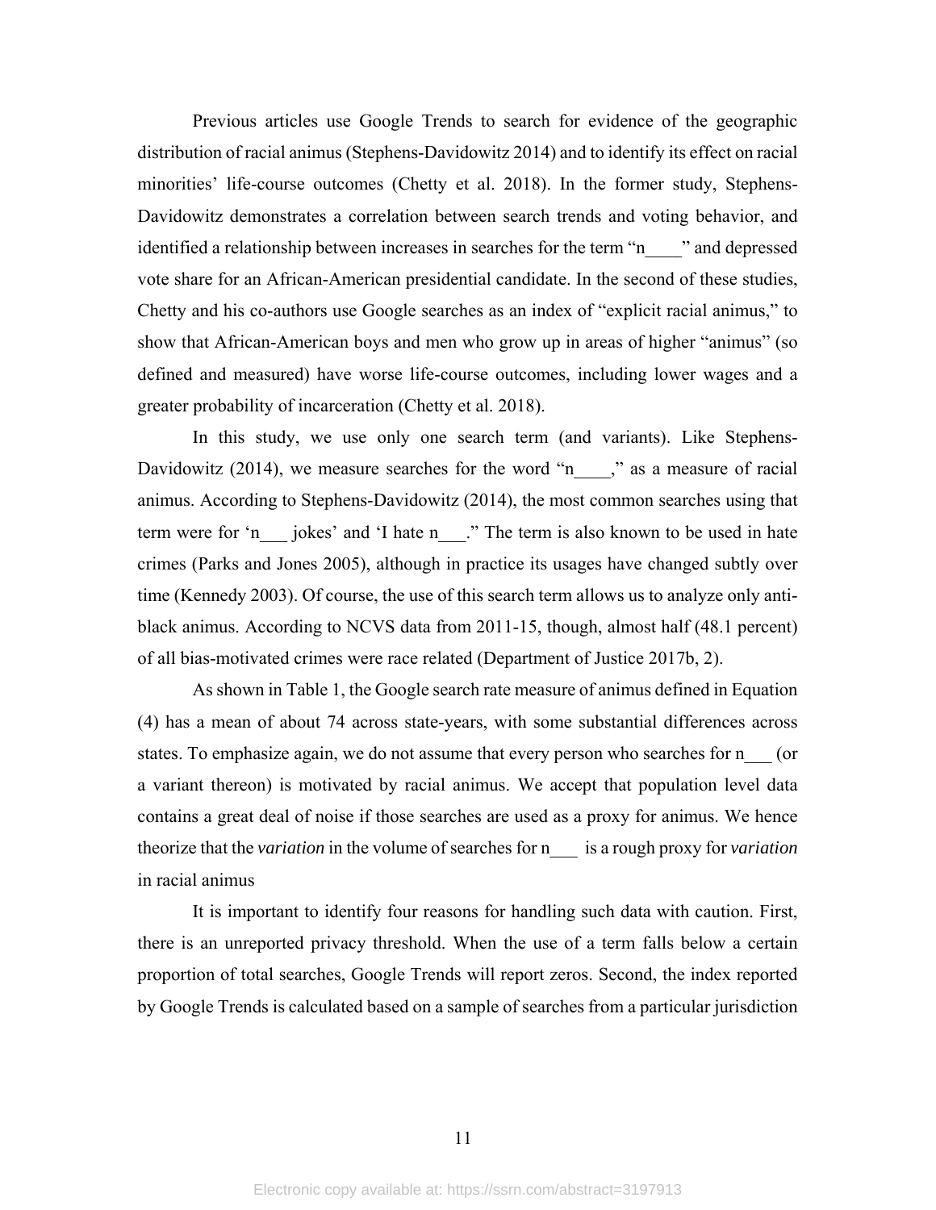Previous articles use Google Trends to search for evidence of the geographic distribution of racial animus (Stephens-Davidowitz 2014) and to identify its effect on racial minorities' life-course outcomes (Chetty et al. 2018). In the former study, Stephens-Davidowitz demonstrates a correlation between search trends and voting behavior, and identified a relationship between increases in searches for the term "n____" and depressed vote share for an African-American presidential candidate. In the second of these studies, Chetty and his co-authors use Google searches as an index of "explicit racial animus," to show that African-American boys and men who grow up in areas of higher "animus" (so defined and measured) have worse life-course outcomes, including lower wages and a greater probability of incarceration (Chetty et al. 2018).

In this study, we use only one search term (and variants). Like Stephens-Davidowitz (2014), we measure searches for the word "n____," as a measure of racial animus. According to Stephens-Davidowitz (2014), the most common searches using that term were for 'n___ jokes' and 'I hate n___." The term is also known to be used in hate crimes (Parks and Jones 2005), although in practice its usages have changed subtly over time (Kennedy 2003). Of course, the use of this search term allows us to analyze only anti-black animus. According to NCVS data from 2011-15, though, almost half (48.1 percent) of all bias-motivated crimes were race related (Department of Justice 2017b, 2).

As shown in Table 1, the Google search rate measure of animus defined in Equation (4) has a mean of about 74 across state-years, with some substantial differences across states. To emphasize again, we do not assume that every person who searches for n___ (or a variant thereon) is motivated by racial animus. We accept that population level data contains a great deal of noise if those searches are used as a proxy for animus. We hence theorize that the *variation* in the volume of searches for n___ is a rough proxy for *variation* in racial animus

It is important to identify four reasons for handling such data with caution. First, there is an unreported privacy threshold. When the use of a term falls below a certain proportion of total searches, Google Trends will report zeros. Second, the index reported by Google Trends is calculated based on a sample of searches from a particular jurisdiction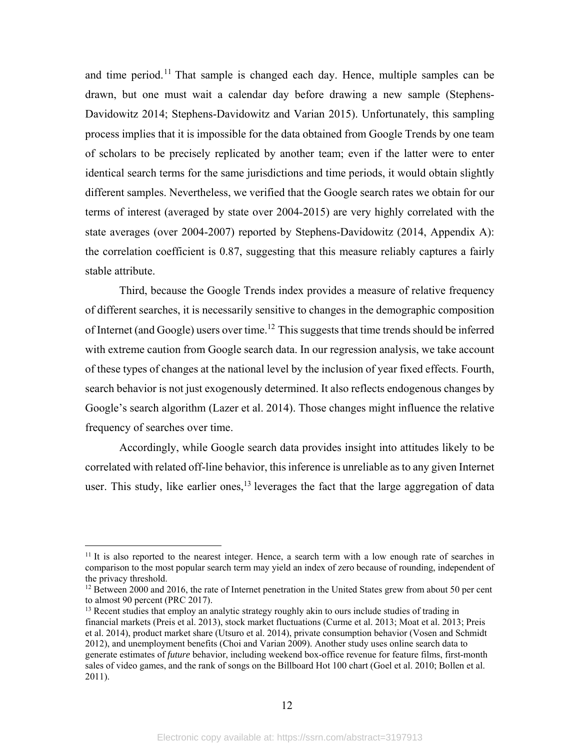and time period.[11] That sample is changed each day. Hence, multiple samples can be drawn, but one must wait a calendar day before drawing a new sample (Stephens-Davidowitz 2014; Stephens-Davidowitz and Varian 2015). Unfortunately, this sampling process implies that it is impossible for the data obtained from Google Trends by one team of scholars to be precisely replicated by another team; even if the latter were to enter identical search terms for the same jurisdictions and time periods, it would obtain slightly different samples. Nevertheless, we verified that the Google search rates we obtain for our terms of interest (averaged by state over 2004-2015) are very highly correlated with the state averages (over 2004-2007) reported by Stephens-Davidowitz (2014, Appendix A): the correlation coefficient is 0.87, suggesting that this measure reliably captures a fairly stable attribute.

Third, because the Google Trends index provides a measure of relative frequency of different searches, it is necessarily sensitive to changes in the demographic composition of Internet (and Google) users over time.[12] This suggests that time trends should be inferred with extreme caution from Google search data. In our regression analysis, we take account of these types of changes at the national level by the inclusion of year fixed effects. Fourth, search behavior is not just exogenously determined. It also reflects endogenous changes by Google's search algorithm (Lazer et al. 2014). Those changes might influence the relative frequency of searches over time.

Accordingly, while Google search data provides insight into attitudes likely to be correlated with related off-line behavior, this inference is unreliable as to any given Internet user. This study, like earlier ones,[13] leverages the fact that the large aggregation of data

---

[11] It is also reported to the nearest integer. Hence, a search term with a low enough rate of searches in comparison to the most popular search term may yield an index of zero because of rounding, independent of the privacy threshold.

[12] Between 2000 and 2016, the rate of Internet penetration in the United States grew from about 50 per cent to almost 90 percent (PRC 2017).

[13] Recent studies that employ an analytic strategy roughly akin to ours include studies of trading in financial markets (Preis et al. 2013), stock market fluctuations (Curme et al. 2013; Moat et al. 2013; Preis et al. 2014), product market share (Utsuro et al. 2014), private consumption behavior (Vosen and Schmidt 2012), and unemployment benefits (Choi and Varian 2009). Another study uses online search data to generate estimates of *future* behavior, including weekend box-office revenue for feature films, first-month sales of video games, and the rank of songs on the Billboard Hot 100 chart (Goel et al. 2010; Bollen et al. 2011).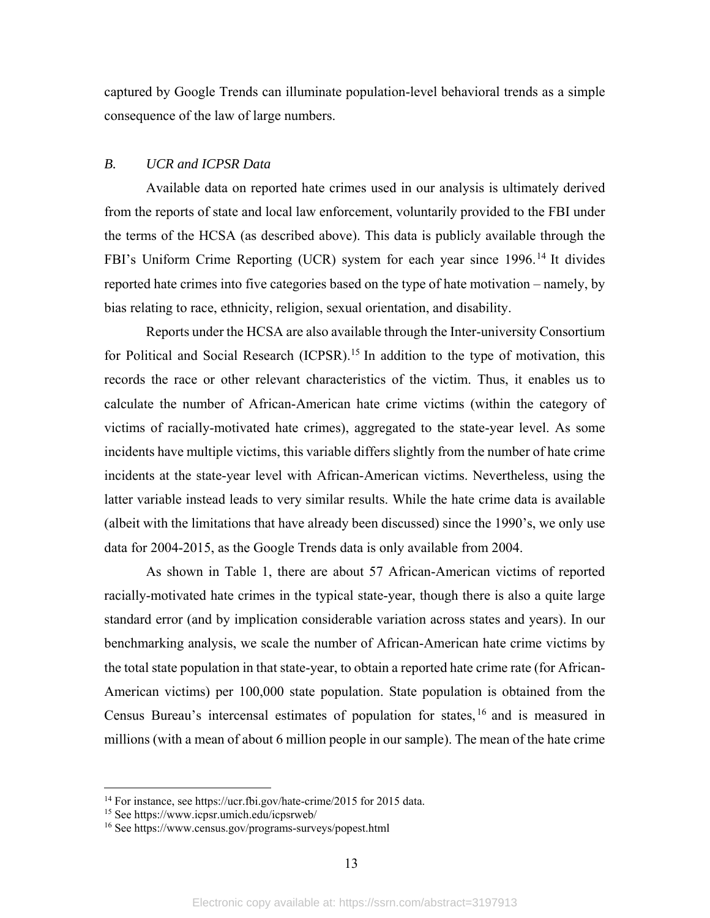captured by Google Trends can illuminate population-level behavioral trends as a simple consequence of the law of large numbers.

### B. *UCR and ICPSR Data*

Available data on reported hate crimes used in our analysis is ultimately derived from the reports of state and local law enforcement, voluntarily provided to the FBI under the terms of the HCSA (as described above). This data is publicly available through the FBI's Uniform Crime Reporting (UCR) system for each year since 1996.[14] It divides reported hate crimes into five categories based on the type of hate motivation – namely, by bias relating to race, ethnicity, religion, sexual orientation, and disability.

Reports under the HCSA are also available through the Inter-university Consortium for Political and Social Research (ICPSR).[15] In addition to the type of motivation, this records the race or other relevant characteristics of the victim. Thus, it enables us to calculate the number of African-American hate crime victims (within the category of victims of racially-motivated hate crimes), aggregated to the state-year level. As some incidents have multiple victims, this variable differs slightly from the number of hate crime incidents at the state-year level with African-American victims. Nevertheless, using the latter variable instead leads to very similar results. While the hate crime data is available (albeit with the limitations that have already been discussed) since the 1990's, we only use data for 2004-2015, as the Google Trends data is only available from 2004.

As shown in Table 1, there are about 57 African-American victims of reported racially-motivated hate crimes in the typical state-year, though there is also a quite large standard error (and by implication considerable variation across states and years). In our benchmarking analysis, we scale the number of African-American hate crime victims by the total state population in that state-year, to obtain a reported hate crime rate (for African-American victims) per 100,000 state population. State population is obtained from the Census Bureau's intercensal estimates of population for states,[16] and is measured in millions (with a mean of about 6 million people in our sample). The mean of the hate crime

---

[14] For instance, see https://ucr.fbi.gov/hate-crime/2015 for 2015 data.

[15] See https://www.icpsr.umich.edu/icpsrweb/

[16] See https://www.census.gov/programs-surveys/popest.html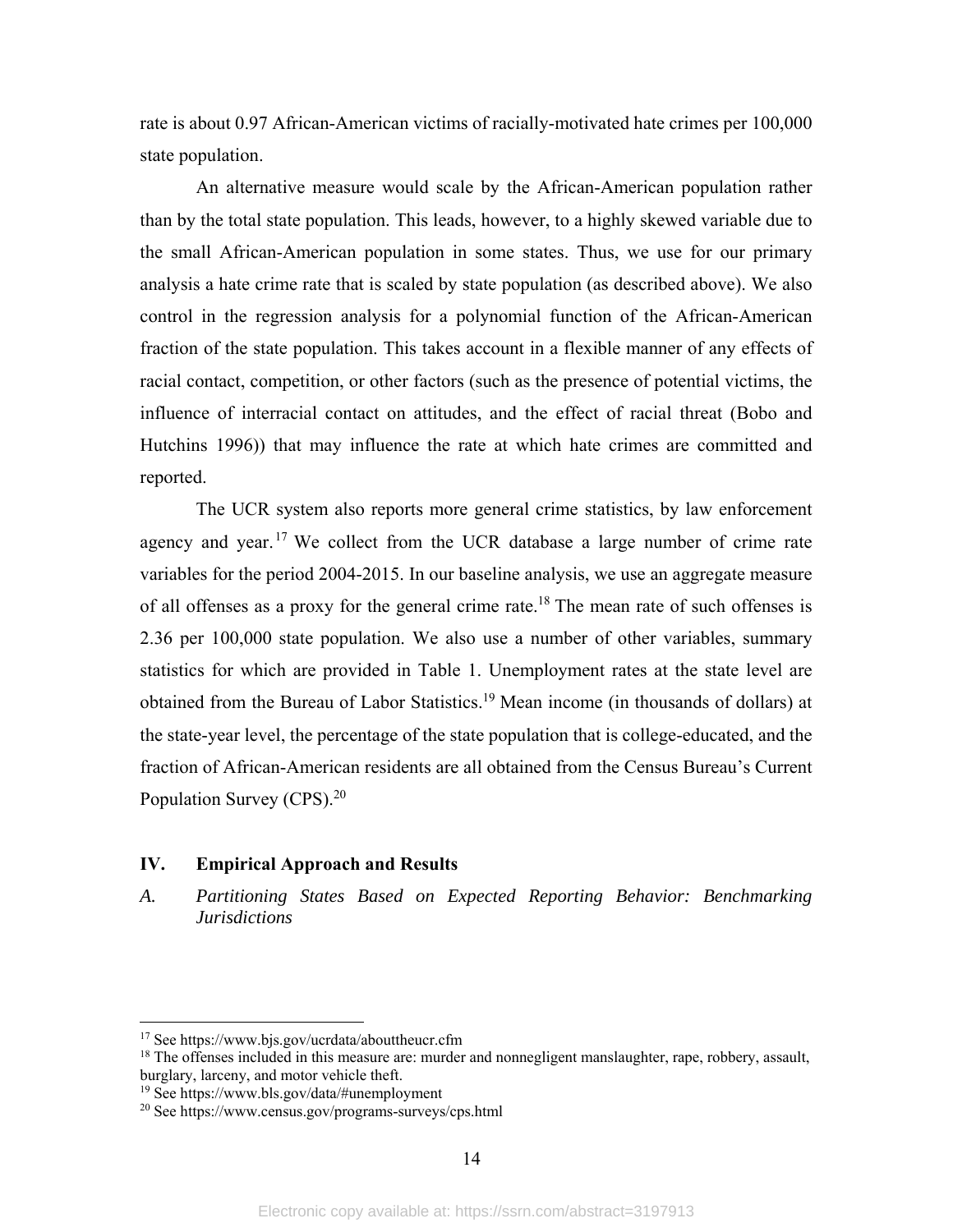rate is about 0.97 African-American victims of racially-motivated hate crimes per 100,000 state population.

An alternative measure would scale by the African-American population rather than by the total state population. This leads, however, to a highly skewed variable due to the small African-American population in some states. Thus, we use for our primary analysis a hate crime rate that is scaled by state population (as described above). We also control in the regression analysis for a polynomial function of the African-American fraction of the state population. This takes account in a flexible manner of any effects of racial contact, competition, or other factors (such as the presence of potential victims, the influence of interracial contact on attitudes, and the effect of racial threat (Bobo and Hutchins 1996)) that may influence the rate at which hate crimes are committed and reported.

The UCR system also reports more general crime statistics, by law enforcement agency and year.[17] We collect from the UCR database a large number of crime rate variables for the period 2004-2015. In our baseline analysis, we use an aggregate measure of all offenses as a proxy for the general crime rate.[18] The mean rate of such offenses is 2.36 per 100,000 state population. We also use a number of other variables, summary statistics for which are provided in Table 1. Unemployment rates at the state level are obtained from the Bureau of Labor Statistics.[19] Mean income (in thousands of dollars) at the state-year level, the percentage of the state population that is college-educated, and the fraction of African-American residents are all obtained from the Census Bureau's Current Population Survey (CPS).[20]

## IV. Empirical Approach and Results

### *A. Partitioning States Based on Expected Reporting Behavior: Benchmarking Jurisdictions*

---

[17] See https://www.bjs.gov/ucrdata/abouttheucr.cfm

[18] The offenses included in this measure are: murder and nonnegligent manslaughter, rape, robbery, assault, burglary, larceny, and motor vehicle theft.

[19] See https://www.bls.gov/data/#unemployment

[20] See https://www.census.gov/programs-surveys/cps.html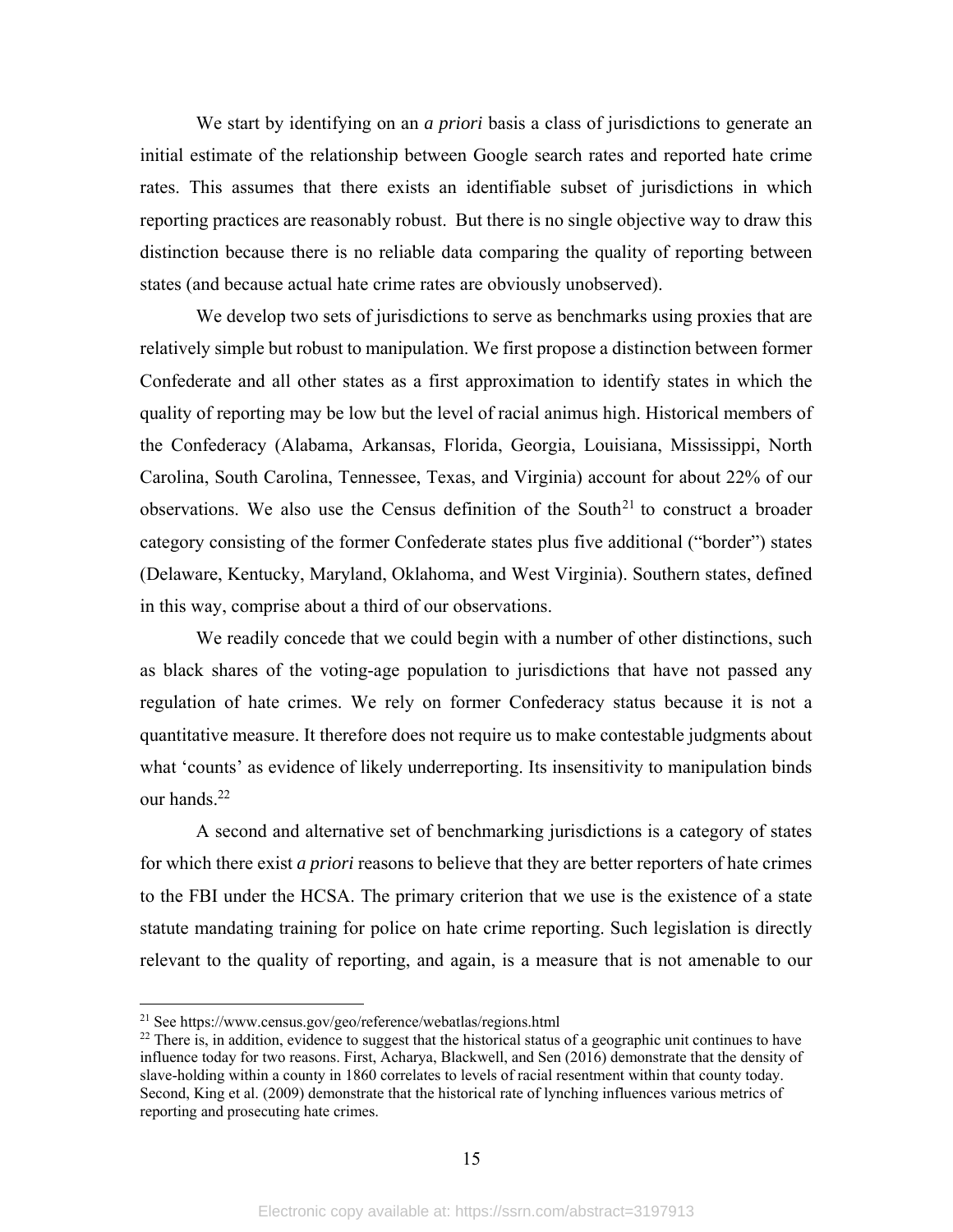We start by identifying on an *a priori* basis a class of jurisdictions to generate an initial estimate of the relationship between Google search rates and reported hate crime rates. This assumes that there exists an identifiable subset of jurisdictions in which reporting practices are reasonably robust. But there is no single objective way to draw this distinction because there is no reliable data comparing the quality of reporting between states (and because actual hate crime rates are obviously unobserved).

We develop two sets of jurisdictions to serve as benchmarks using proxies that are relatively simple but robust to manipulation. We first propose a distinction between former Confederate and all other states as a first approximation to identify states in which the quality of reporting may be low but the level of racial animus high. Historical members of the Confederacy (Alabama, Arkansas, Florida, Georgia, Louisiana, Mississippi, North Carolina, South Carolina, Tennessee, Texas, and Virginia) account for about 22% of our observations. We also use the Census definition of the South[21] to construct a broader category consisting of the former Confederate states plus five additional ("border") states (Delaware, Kentucky, Maryland, Oklahoma, and West Virginia). Southern states, defined in this way, comprise about a third of our observations.

We readily concede that we could begin with a number of other distinctions, such as black shares of the voting-age population to jurisdictions that have not passed any regulation of hate crimes. We rely on former Confederacy status because it is not a quantitative measure. It therefore does not require us to make contestable judgments about what 'counts' as evidence of likely underreporting. Its insensitivity to manipulation binds our hands.[22]

A second and alternative set of benchmarking jurisdictions is a category of states for which there exist *a priori* reasons to believe that they are better reporters of hate crimes to the FBI under the HCSA. The primary criterion that we use is the existence of a state statute mandating training for police on hate crime reporting. Such legislation is directly relevant to the quality of reporting, and again, is a measure that is not amenable to our

---

[21] See https://www.census.gov/geo/reference/webatlas/regions.html

[22] There is, in addition, evidence to suggest that the historical status of a geographic unit continues to have influence today for two reasons. First, Acharya, Blackwell, and Sen (2016) demonstrate that the density of slave-holding within a county in 1860 correlates to levels of racial resentment within that county today. Second, King et al. (2009) demonstrate that the historical rate of lynching influences various metrics of reporting and prosecuting hate crimes.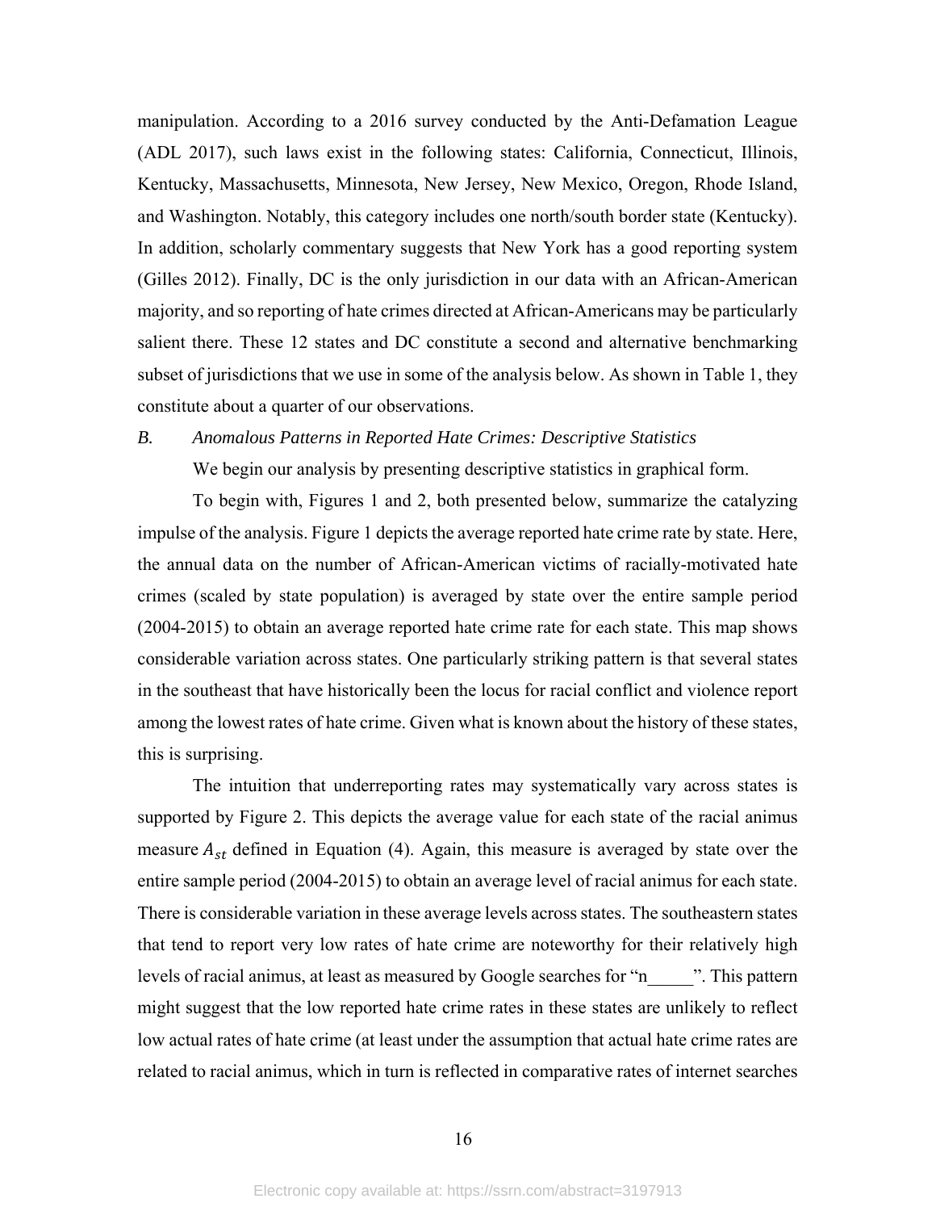manipulation. According to a 2016 survey conducted by the Anti-Defamation League (ADL 2017), such laws exist in the following states: California, Connecticut, Illinois, Kentucky, Massachusetts, Minnesota, New Jersey, New Mexico, Oregon, Rhode Island, and Washington. Notably, this category includes one north/south border state (Kentucky). In addition, scholarly commentary suggests that New York has a good reporting system (Gilles 2012). Finally, DC is the only jurisdiction in our data with an African-American majority, and so reporting of hate crimes directed at African-Americans may be particularly salient there. These 12 states and DC constitute a second and alternative benchmarking subset of jurisdictions that we use in some of the analysis below. As shown in Table 1, they constitute about a quarter of our observations.

### *B. Anomalous Patterns in Reported Hate Crimes: Descriptive Statistics*

We begin our analysis by presenting descriptive statistics in graphical form.

To begin with, Figures 1 and 2, both presented below, summarize the catalyzing impulse of the analysis. Figure 1 depicts the average reported hate crime rate by state. Here, the annual data on the number of African-American victims of racially-motivated hate crimes (scaled by state population) is averaged by state over the entire sample period (2004-2015) to obtain an average reported hate crime rate for each state. This map shows considerable variation across states. One particularly striking pattern is that several states in the southeast that have historically been the locus for racial conflict and violence report among the lowest rates of hate crime. Given what is known about the history of these states, this is surprising.

The intuition that underreporting rates may systematically vary across states is supported by Figure 2. This depicts the average value for each state of the racial animus measure $A_{st}$ defined in Equation (4). Again, this measure is averaged by state over the entire sample period (2004-2015) to obtain an average level of racial animus for each state. There is considerable variation in these average levels across states. The southeastern states that tend to report very low rates of hate crime are noteworthy for their relatively high levels of racial animus, at least as measured by Google searches for "n_____". This pattern might suggest that the low reported hate crime rates in these states are unlikely to reflect low actual rates of hate crime (at least under the assumption that actual hate crime rates are related to racial animus, which in turn is reflected in comparative rates of internet searches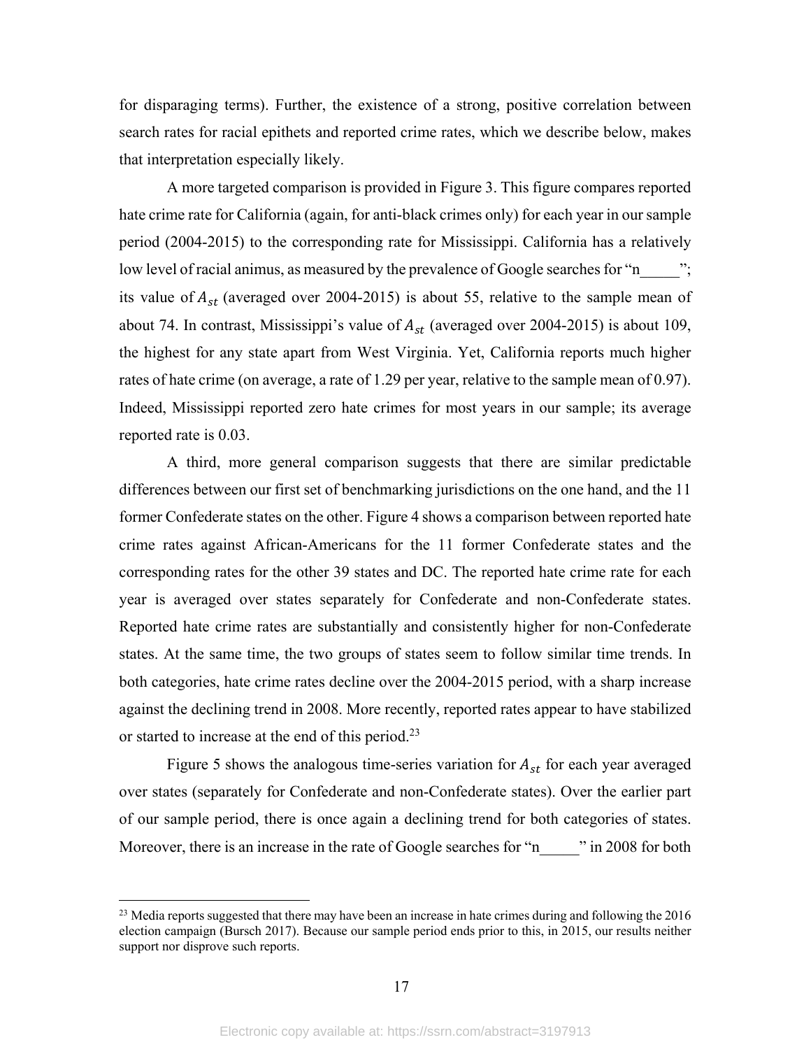for disparaging terms). Further, the existence of a strong, positive correlation between search rates for racial epithets and reported crime rates, which we describe below, makes that interpretation especially likely.

A more targeted comparison is provided in Figure 3. This figure compares reported hate crime rate for California (again, for anti-black crimes only) for each year in our sample period (2004-2015) to the corresponding rate for Mississippi. California has a relatively low level of racial animus, as measured by the prevalence of Google searches for "n_____"; its value of $A_{st}$ (averaged over 2004-2015) is about 55, relative to the sample mean of about 74. In contrast, Mississippi's value of $A_{st}$ (averaged over 2004-2015) is about 109, the highest for any state apart from West Virginia. Yet, California reports much higher rates of hate crime (on average, a rate of 1.29 per year, relative to the sample mean of 0.97). Indeed, Mississippi reported zero hate crimes for most years in our sample; its average reported rate is 0.03.

A third, more general comparison suggests that there are similar predictable differences between our first set of benchmarking jurisdictions on the one hand, and the 11 former Confederate states on the other. Figure 4 shows a comparison between reported hate crime rates against African-Americans for the 11 former Confederate states and the corresponding rates for the other 39 states and DC. The reported hate crime rate for each year is averaged over states separately for Confederate and non-Confederate states. Reported hate crime rates are substantially and consistently higher for non-Confederate states. At the same time, the two groups of states seem to follow similar time trends. In both categories, hate crime rates decline over the 2004-2015 period, with a sharp increase against the declining trend in 2008. More recently, reported rates appear to have stabilized or started to increase at the end of this period.[23]

Figure 5 shows the analogous time-series variation for $A_{st}$ for each year averaged over states (separately for Confederate and non-Confederate states). Over the earlier part of our sample period, there is once again a declining trend for both categories of states. Moreover, there is an increase in the rate of Google searches for "n_____" in 2008 for both

---

[23] Media reports suggested that there may have been an increase in hate crimes during and following the 2016 election campaign (Bursch 2017). Because our sample period ends prior to this, in 2015, our results neither support nor disprove such reports.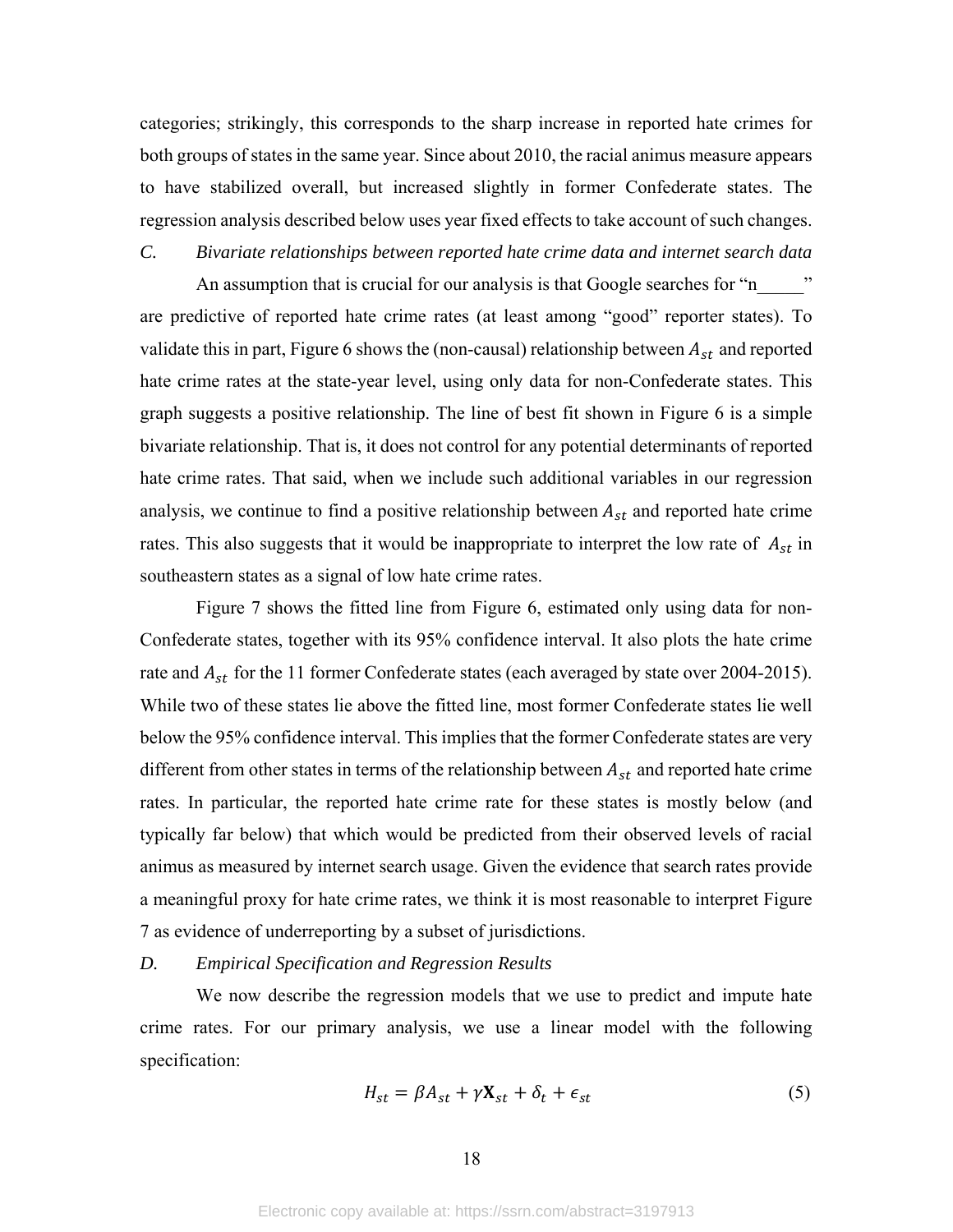categories; strikingly, this corresponds to the sharp increase in reported hate crimes for both groups of states in the same year. Since about 2010, the racial animus measure appears to have stabilized overall, but increased slightly in former Confederate states. The regression analysis described below uses year fixed effects to take account of such changes.

*C. Bivariate relationships between reported hate crime data and internet search data*

An assumption that is crucial for our analysis is that Google searches for "n_____" are predictive of reported hate crime rates (at least among "good" reporter states). To validate this in part, Figure 6 shows the (non-causal) relationship between $A_{st}$ and reported hate crime rates at the state-year level, using only data for non-Confederate states. This graph suggests a positive relationship. The line of best fit shown in Figure 6 is a simple bivariate relationship. That is, it does not control for any potential determinants of reported hate crime rates. That said, when we include such additional variables in our regression analysis, we continue to find a positive relationship between $A_{st}$ and reported hate crime rates. This also suggests that it would be inappropriate to interpret the low rate of $A_{st}$ in southeastern states as a signal of low hate crime rates.

Figure 7 shows the fitted line from Figure 6, estimated only using data for non-Confederate states, together with its 95% confidence interval. It also plots the hate crime rate and $A_{st}$ for the 11 former Confederate states (each averaged by state over 2004-2015). While two of these states lie above the fitted line, most former Confederate states lie well below the 95% confidence interval. This implies that the former Confederate states are very different from other states in terms of the relationship between $A_{st}$ and reported hate crime rates. In particular, the reported hate crime rate for these states is mostly below (and typically far below) that which would be predicted from their observed levels of racial animus as measured by internet search usage. Given the evidence that search rates provide a meaningful proxy for hate crime rates, we think it is most reasonable to interpret Figure 7 as evidence of underreporting by a subset of jurisdictions.

*D. Empirical Specification and Regression Results*

We now describe the regression models that we use to predict and impute hate crime rates. For our primary analysis, we use a linear model with the following specification:

$$H_{st} = \beta A_{st} + \gamma \mathbf{X}_{st} + \delta_t + \epsilon_{st} \tag{5}$$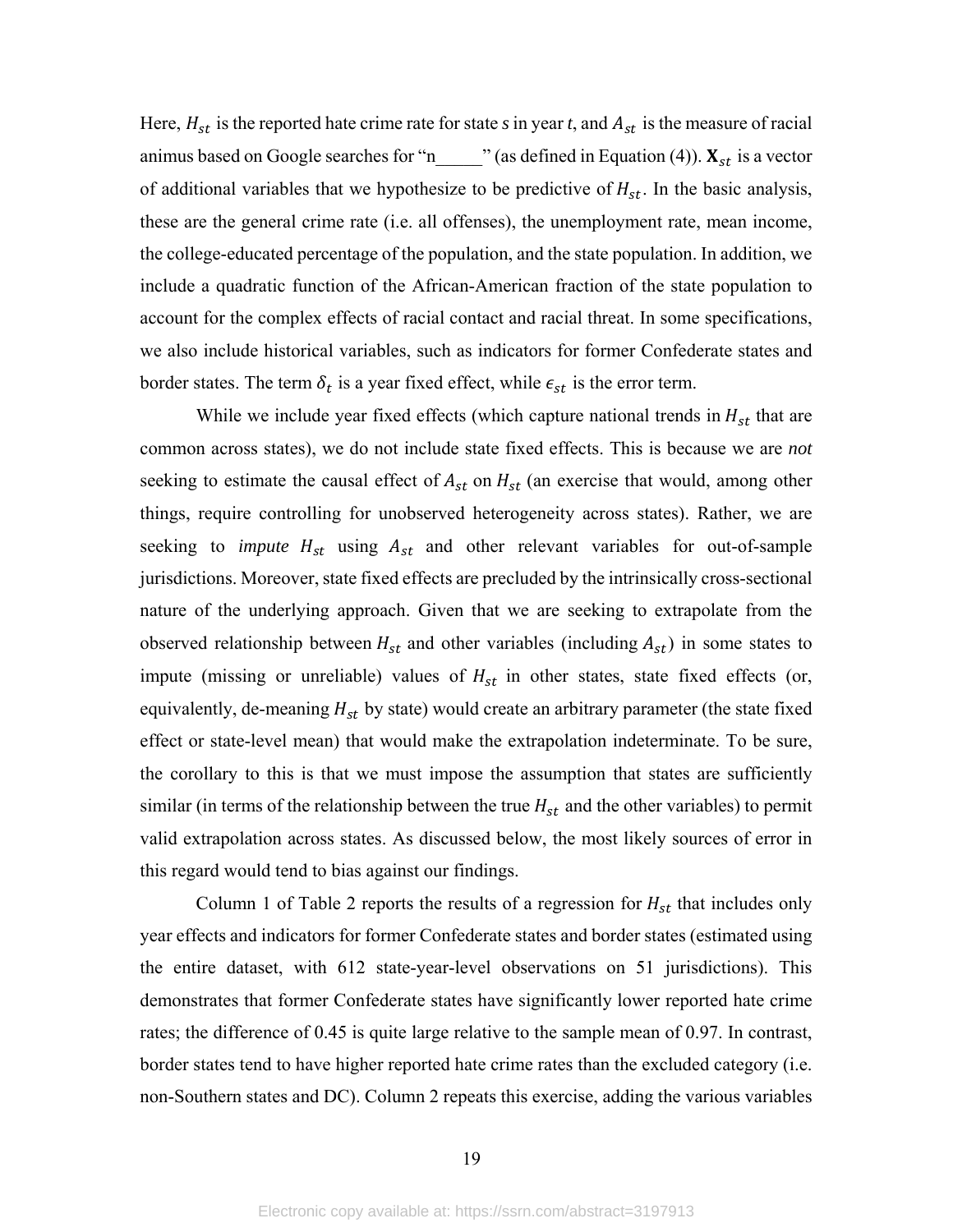Here, $H_{st}$ is the reported hate crime rate for state *s* in year *t*, and $A_{st}$ is the measure of racial animus based on Google searches for "n_____" (as defined in Equation (4)). $\mathbf{X}_{st}$ is a vector of additional variables that we hypothesize to be predictive of $H_{st}$. In the basic analysis, these are the general crime rate (i.e. all offenses), the unemployment rate, mean income, the college-educated percentage of the population, and the state population. In addition, we include a quadratic function of the African-American fraction of the state population to account for the complex effects of racial contact and racial threat. In some specifications, we also include historical variables, such as indicators for former Confederate states and border states. The term $\delta_t$ is a year fixed effect, while $\epsilon_{st}$ is the error term.

While we include year fixed effects (which capture national trends in $H_{st}$ that are common across states), we do not include state fixed effects. This is because we are *not* seeking to estimate the causal effect of $A_{st}$ on $H_{st}$ (an exercise that would, among other things, require controlling for unobserved heterogeneity across states). Rather, we are seeking to *impute* $H_{st}$ using $A_{st}$ and other relevant variables for out-of-sample jurisdictions. Moreover, state fixed effects are precluded by the intrinsically cross-sectional nature of the underlying approach. Given that we are seeking to extrapolate from the observed relationship between $H_{st}$ and other variables (including $A_{st}$) in some states to impute (missing or unreliable) values of $H_{st}$ in other states, state fixed effects (or, equivalently, de-meaning $H_{st}$ by state) would create an arbitrary parameter (the state fixed effect or state-level mean) that would make the extrapolation indeterminate. To be sure, the corollary to this is that we must impose the assumption that states are sufficiently similar (in terms of the relationship between the true $H_{st}$ and the other variables) to permit valid extrapolation across states. As discussed below, the most likely sources of error in this regard would tend to bias against our findings.

Column 1 of Table 2 reports the results of a regression for $H_{st}$ that includes only year effects and indicators for former Confederate states and border states (estimated using the entire dataset, with 612 state-year-level observations on 51 jurisdictions). This demonstrates that former Confederate states have significantly lower reported hate crime rates; the difference of 0.45 is quite large relative to the sample mean of 0.97. In contrast, border states tend to have higher reported hate crime rates than the excluded category (i.e. non-Southern states and DC). Column 2 repeats this exercise, adding the various variables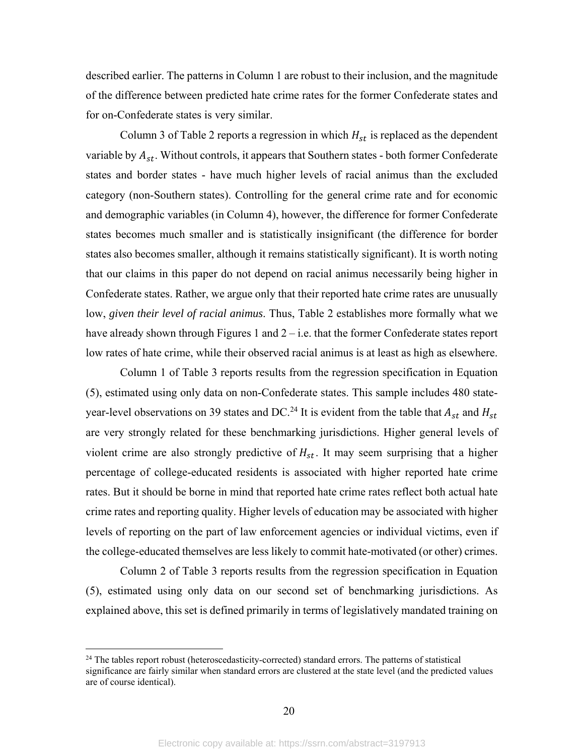described earlier. The patterns in Column 1 are robust to their inclusion, and the magnitude of the difference between predicted hate crime rates for the former Confederate states and for on-Confederate states is very similar.

Column 3 of Table 2 reports a regression in which $H_{st}$ is replaced as the dependent variable by $A_{st}$. Without controls, it appears that Southern states - both former Confederate states and border states - have much higher levels of racial animus than the excluded category (non-Southern states). Controlling for the general crime rate and for economic and demographic variables (in Column 4), however, the difference for former Confederate states becomes much smaller and is statistically insignificant (the difference for border states also becomes smaller, although it remains statistically significant). It is worth noting that our claims in this paper do not depend on racial animus necessarily being higher in Confederate states. Rather, we argue only that their reported hate crime rates are unusually low, *given their level of racial animus*. Thus, Table 2 establishes more formally what we have already shown through Figures 1 and 2 – i.e. that the former Confederate states report low rates of hate crime, while their observed racial animus is at least as high as elsewhere.

Column 1 of Table 3 reports results from the regression specification in Equation (5), estimated using only data on non-Confederate states. This sample includes 480 state-year-level observations on 39 states and DC.[24] It is evident from the table that $A_{st}$ and $H_{st}$ are very strongly related for these benchmarking jurisdictions. Higher general levels of violent crime are also strongly predictive of $H_{st}$. It may seem surprising that a higher percentage of college-educated residents is associated with higher reported hate crime rates. But it should be borne in mind that reported hate crime rates reflect both actual hate crime rates and reporting quality. Higher levels of education may be associated with higher levels of reporting on the part of law enforcement agencies or individual victims, even if the college-educated themselves are less likely to commit hate-motivated (or other) crimes.

Column 2 of Table 3 reports results from the regression specification in Equation (5), estimated using only data on our second set of benchmarking jurisdictions. As explained above, this set is defined primarily in terms of legislatively mandated training on

[24] The tables report robust (heteroscedasticity-corrected) standard errors. The patterns of statistical significance are fairly similar when standard errors are clustered at the state level (and the predicted values are of course identical).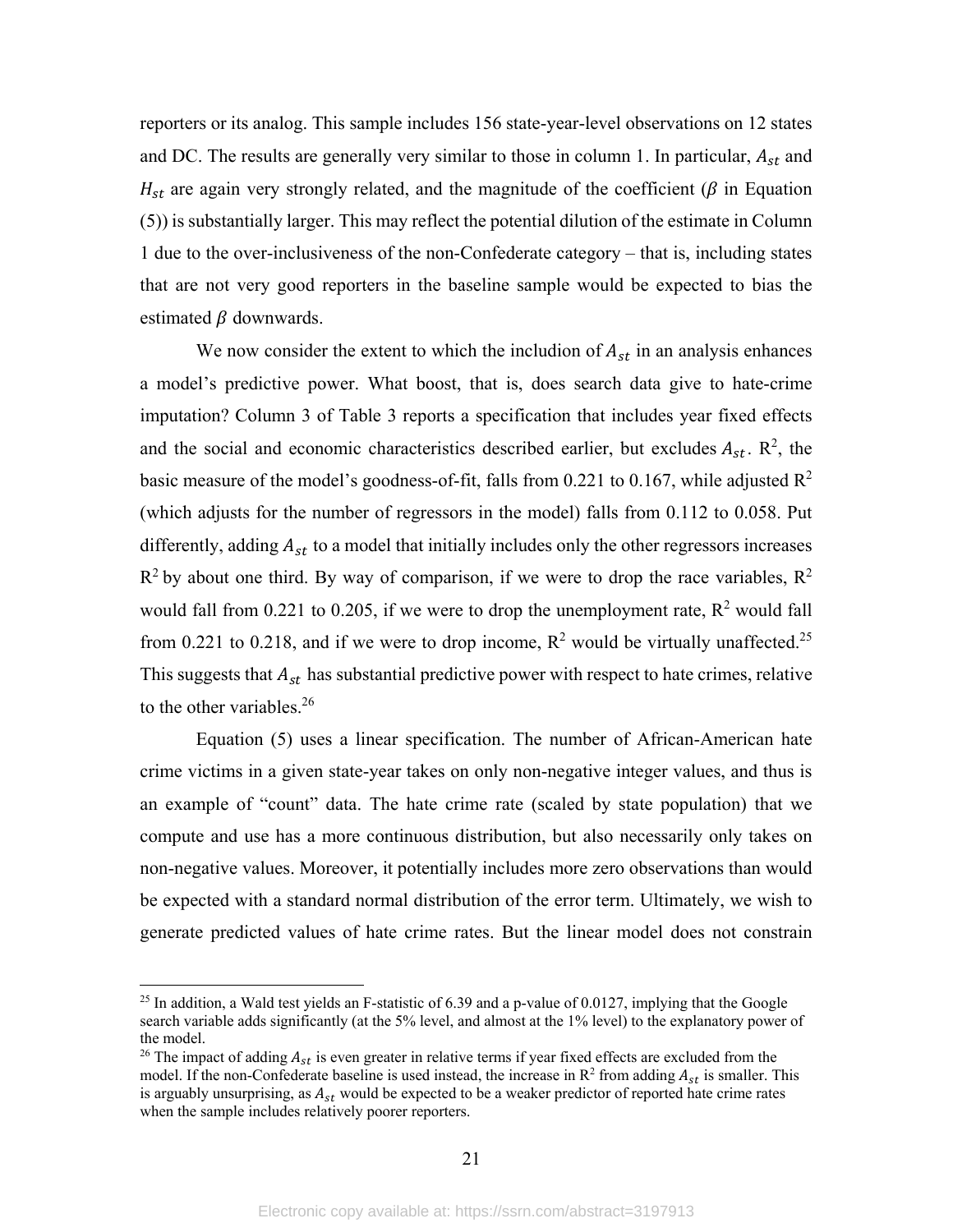reporters or its analog. This sample includes 156 state-year-level observations on 12 states and DC. The results are generally very similar to those in column 1. In particular, $A_{st}$ and $H_{st}$ are again very strongly related, and the magnitude of the coefficient ($\beta$ in Equation (5)) is substantially larger. This may reflect the potential dilution of the estimate in Column 1 due to the over-inclusiveness of the non-Confederate category – that is, including states that are not very good reporters in the baseline sample would be expected to bias the estimated $\beta$ downwards.

We now consider the extent to which the includion of $A_{st}$ in an analysis enhances a model's predictive power. What boost, that is, does search data give to hate-crime imputation? Column 3 of Table 3 reports a specification that includes year fixed effects and the social and economic characteristics described earlier, but excludes $A_{st}$. $R^2$, the basic measure of the model's goodness-of-fit, falls from 0.221 to 0.167, while adjusted $R^2$ (which adjusts for the number of regressors in the model) falls from 0.112 to 0.058. Put differently, adding $A_{st}$ to a model that initially includes only the other regressors increases $R^2$ by about one third. By way of comparison, if we were to drop the race variables, $R^2$ would fall from 0.221 to 0.205, if we were to drop the unemployment rate, $R^2$ would fall from 0.221 to 0.218, and if we were to drop income, $R^2$ would be virtually unaffected.[25] This suggests that $A_{st}$ has substantial predictive power with respect to hate crimes, relative to the other variables.[26]

Equation (5) uses a linear specification. The number of African-American hate crime victims in a given state-year takes on only non-negative integer values, and thus is an example of "count" data. The hate crime rate (scaled by state population) that we compute and use has a more continuous distribution, but also necessarily only takes on non-negative values. Moreover, it potentially includes more zero observations than would be expected with a standard normal distribution of the error term. Ultimately, we wish to generate predicted values of hate crime rates. But the linear model does not constrain

[25] In addition, a Wald test yields an F-statistic of 6.39 and a p-value of 0.0127, implying that the Google search variable adds significantly (at the 5% level, and almost at the 1% level) to the explanatory power of the model.

[26] The impact of adding $A_{st}$ is even greater in relative terms if year fixed effects are excluded from the model. If the non-Confederate baseline is used instead, the increase in $R^2$ from adding $A_{st}$ is smaller. This is arguably unsurprising, as $A_{st}$ would be expected to be a weaker predictor of reported hate crime rates when the sample includes relatively poorer reporters.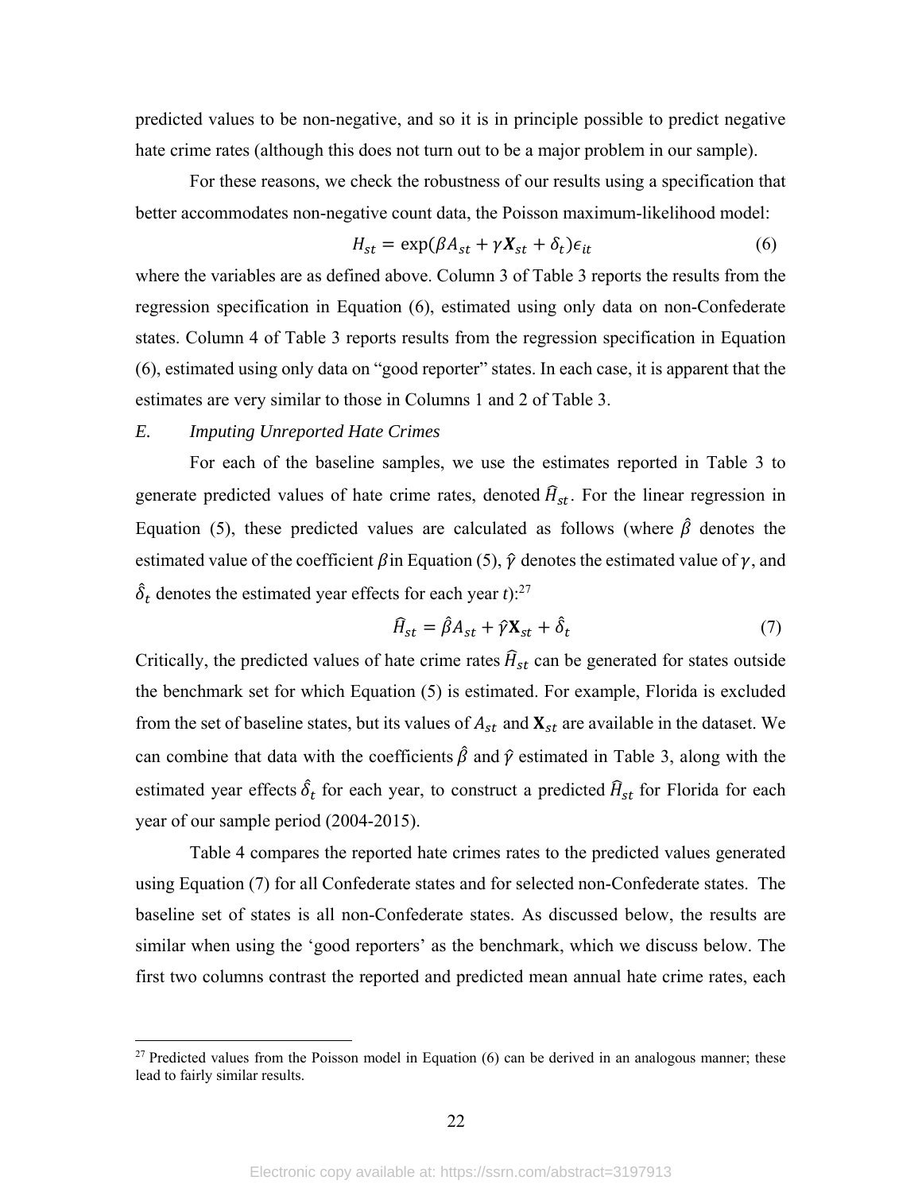predicted values to be non-negative, and so it is in principle possible to predict negative hate crime rates (although this does not turn out to be a major problem in our sample).

For these reasons, we check the robustness of our results using a specification that better accommodates non-negative count data, the Poisson maximum-likelihood model:

$$H_{st} = \exp(\beta A_{st} + \gamma \boldsymbol{X}_{st} + \delta_t)\epsilon_{it} \tag{6}$$

where the variables are as defined above. Column 3 of Table 3 reports the results from the regression specification in Equation (6), estimated using only data on non-Confederate states. Column 4 of Table 3 reports results from the regression specification in Equation (6), estimated using only data on "good reporter" states. In each case, it is apparent that the estimates are very similar to those in Columns 1 and 2 of Table 3.

### *E. Imputing Unreported Hate Crimes*

For each of the baseline samples, we use the estimates reported in Table 3 to generate predicted values of hate crime rates, denoted $\widehat{H}_{st}$. For the linear regression in Equation (5), these predicted values are calculated as follows (where $\hat{\beta}$ denotes the estimated value of the coefficient $\beta$ in Equation (5), $\hat{\gamma}$ denotes the estimated value of $\gamma$, and $\hat{\delta}_t$ denotes the estimated year effects for each year *t*):[27]

$$\widehat{H}_{st} = \hat{\beta} A_{st} + \hat{\gamma} \mathbf{X}_{st} + \hat{\delta}_t \tag{7}$$

Critically, the predicted values of hate crime rates $\widehat{H}_{st}$ can be generated for states outside the benchmark set for which Equation (5) is estimated. For example, Florida is excluded from the set of baseline states, but its values of $A_{st}$ and $\mathbf{X}_{st}$ are available in the dataset. We can combine that data with the coefficients $\hat{\beta}$ and $\hat{\gamma}$ estimated in Table 3, along with the estimated year effects $\hat{\delta}_t$ for each year, to construct a predicted $\widehat{H}_{st}$ for Florida for each year of our sample period (2004-2015).

Table 4 compares the reported hate crimes rates to the predicted values generated using Equation (7) for all Confederate states and for selected non-Confederate states. The baseline set of states is all non-Confederate states. As discussed below, the results are similar when using the 'good reporters' as the benchmark, which we discuss below. The first two columns contrast the reported and predicted mean annual hate crime rates, each

---

[27] Predicted values from the Poisson model in Equation (6) can be derived in an analogous manner; these lead to fairly similar results.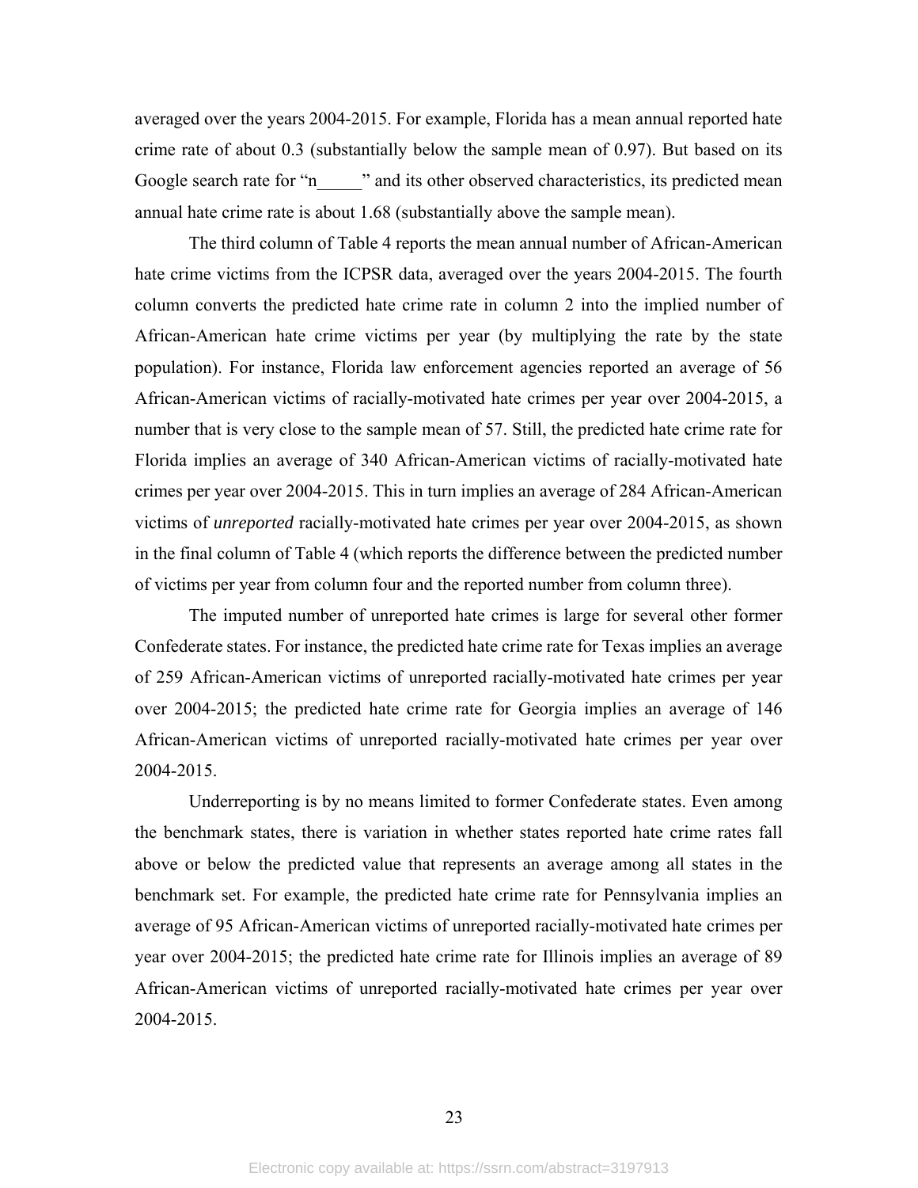averaged over the years 2004-2015. For example, Florida has a mean annual reported hate crime rate of about 0.3 (substantially below the sample mean of 0.97). But based on its Google search rate for "n_____" and its other observed characteristics, its predicted mean annual hate crime rate is about 1.68 (substantially above the sample mean).

The third column of Table 4 reports the mean annual number of African-American hate crime victims from the ICPSR data, averaged over the years 2004-2015. The fourth column converts the predicted hate crime rate in column 2 into the implied number of African-American hate crime victims per year (by multiplying the rate by the state population). For instance, Florida law enforcement agencies reported an average of 56 African-American victims of racially-motivated hate crimes per year over 2004-2015, a number that is very close to the sample mean of 57. Still, the predicted hate crime rate for Florida implies an average of 340 African-American victims of racially-motivated hate crimes per year over 2004-2015. This in turn implies an average of 284 African-American victims of *unreported* racially-motivated hate crimes per year over 2004-2015, as shown in the final column of Table 4 (which reports the difference between the predicted number of victims per year from column four and the reported number from column three).

The imputed number of unreported hate crimes is large for several other former Confederate states. For instance, the predicted hate crime rate for Texas implies an average of 259 African-American victims of unreported racially-motivated hate crimes per year over 2004-2015; the predicted hate crime rate for Georgia implies an average of 146 African-American victims of unreported racially-motivated hate crimes per year over 2004-2015.

Underreporting is by no means limited to former Confederate states. Even among the benchmark states, there is variation in whether states reported hate crime rates fall above or below the predicted value that represents an average among all states in the benchmark set. For example, the predicted hate crime rate for Pennsylvania implies an average of 95 African-American victims of unreported racially-motivated hate crimes per year over 2004-2015; the predicted hate crime rate for Illinois implies an average of 89 African-American victims of unreported racially-motivated hate crimes per year over 2004-2015.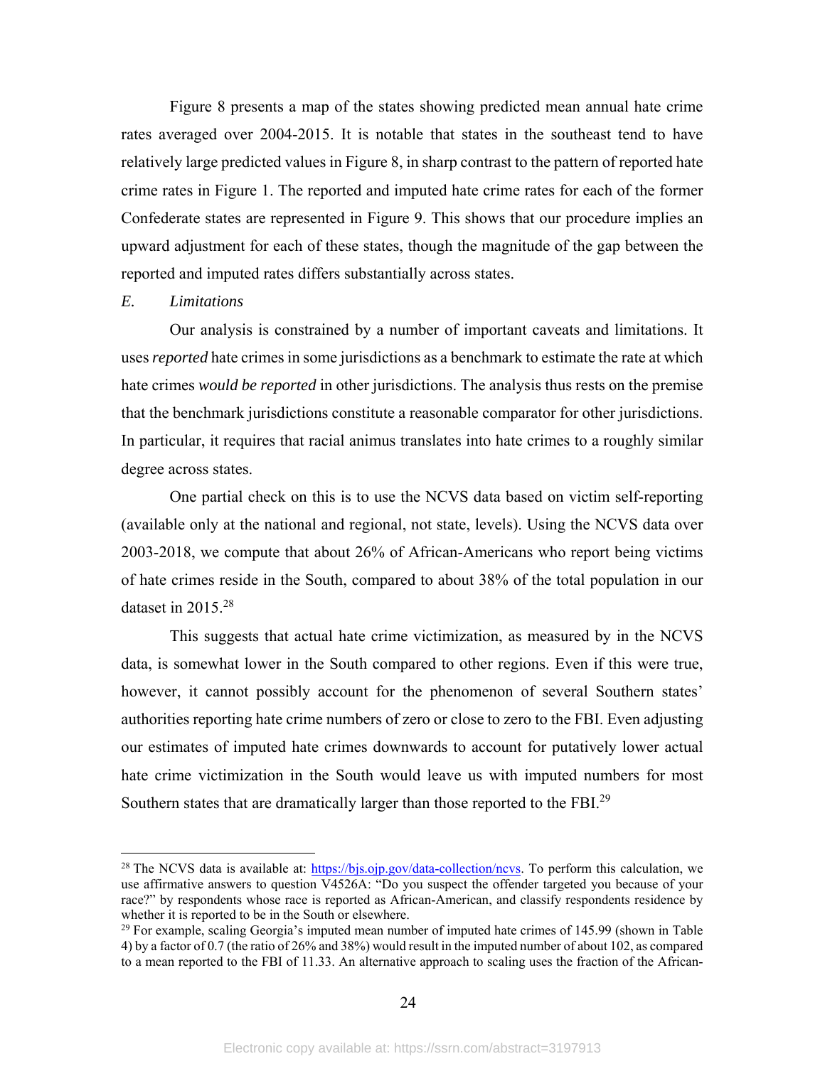Figure 8 presents a map of the states showing predicted mean annual hate crime rates averaged over 2004-2015. It is notable that states in the southeast tend to have relatively large predicted values in Figure 8, in sharp contrast to the pattern of reported hate crime rates in Figure 1. The reported and imputed hate crime rates for each of the former Confederate states are represented in Figure 9. This shows that our procedure implies an upward adjustment for each of these states, though the magnitude of the gap between the reported and imputed rates differs substantially across states.

### *E. Limitations*

Our analysis is constrained by a number of important caveats and limitations. It uses *reported* hate crimes in some jurisdictions as a benchmark to estimate the rate at which hate crimes *would be reported* in other jurisdictions. The analysis thus rests on the premise that the benchmark jurisdictions constitute a reasonable comparator for other jurisdictions. In particular, it requires that racial animus translates into hate crimes to a roughly similar degree across states.

One partial check on this is to use the NCVS data based on victim self-reporting (available only at the national and regional, not state, levels). Using the NCVS data over 2003-2018, we compute that about 26% of African-Americans who report being victims of hate crimes reside in the South, compared to about 38% of the total population in our dataset in 2015.[28]

This suggests that actual hate crime victimization, as measured by in the NCVS data, is somewhat lower in the South compared to other regions. Even if this were true, however, it cannot possibly account for the phenomenon of several Southern states' authorities reporting hate crime numbers of zero or close to zero to the FBI. Even adjusting our estimates of imputed hate crimes downwards to account for putatively lower actual hate crime victimization in the South would leave us with imputed numbers for most Southern states that are dramatically larger than those reported to the FBI.[29]

---

[28] The NCVS data is available at: https://bjs.ojp.gov/data-collection/ncvs. To perform this calculation, we use affirmative answers to question V4526A: "Do you suspect the offender targeted you because of your race?" by respondents whose race is reported as African-American, and classify respondents residence by whether it is reported to be in the South or elsewhere.

[29] For example, scaling Georgia's imputed mean number of imputed hate crimes of 145.99 (shown in Table 4) by a factor of 0.7 (the ratio of 26% and 38%) would result in the imputed number of about 102, as compared to a mean reported to the FBI of 11.33. An alternative approach to scaling uses the fraction of the African-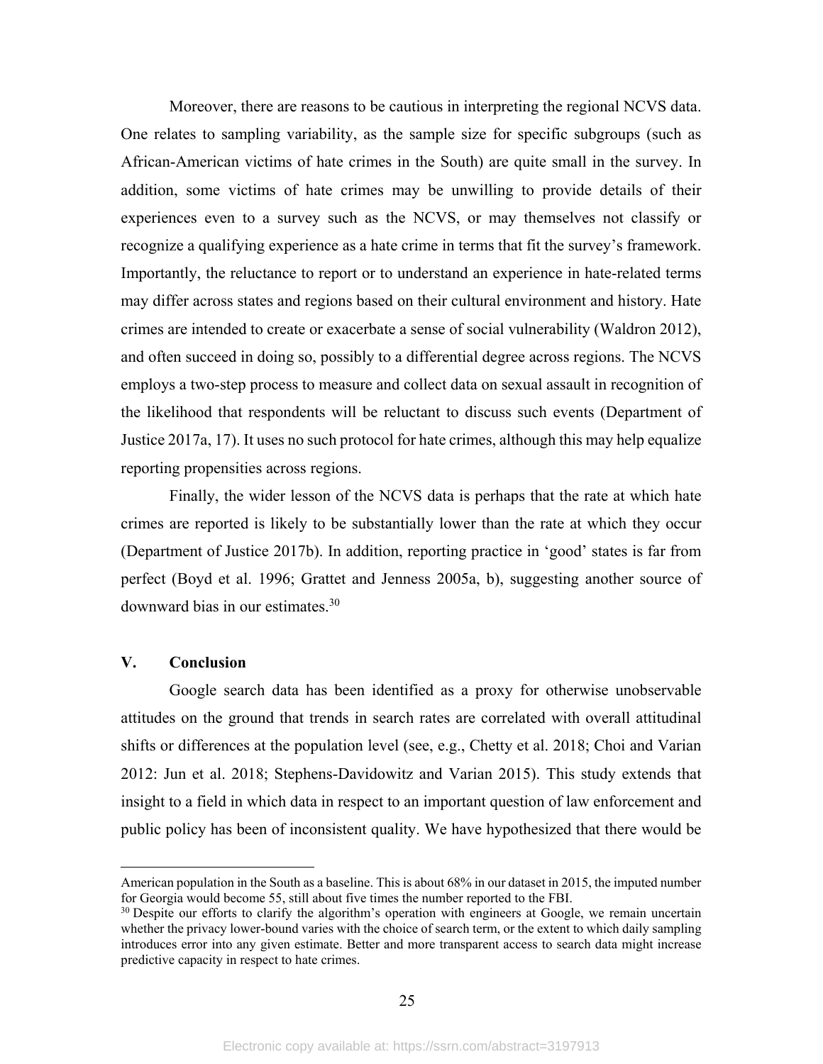Moreover, there are reasons to be cautious in interpreting the regional NCVS data. One relates to sampling variability, as the sample size for specific subgroups (such as African-American victims of hate crimes in the South) are quite small in the survey. In addition, some victims of hate crimes may be unwilling to provide details of their experiences even to a survey such as the NCVS, or may themselves not classify or recognize a qualifying experience as a hate crime in terms that fit the survey's framework. Importantly, the reluctance to report or to understand an experience in hate-related terms may differ across states and regions based on their cultural environment and history. Hate crimes are intended to create or exacerbate a sense of social vulnerability (Waldron 2012), and often succeed in doing so, possibly to a differential degree across regions. The NCVS employs a two-step process to measure and collect data on sexual assault in recognition of the likelihood that respondents will be reluctant to discuss such events (Department of Justice 2017a, 17). It uses no such protocol for hate crimes, although this may help equalize reporting propensities across regions.

Finally, the wider lesson of the NCVS data is perhaps that the rate at which hate crimes are reported is likely to be substantially lower than the rate at which they occur (Department of Justice 2017b). In addition, reporting practice in 'good' states is far from perfect (Boyd et al. 1996; Grattet and Jenness 2005a, b), suggesting another source of downward bias in our estimates.[30]

## V. Conclusion

Google search data has been identified as a proxy for otherwise unobservable attitudes on the ground that trends in search rates are correlated with overall attitudinal shifts or differences at the population level (see, e.g., Chetty et al. 2018; Choi and Varian 2012: Jun et al. 2018; Stephens-Davidowitz and Varian 2015). This study extends that insight to a field in which data in respect to an important question of law enforcement and public policy has been of inconsistent quality. We have hypothesized that there would be

---

American population in the South as a baseline. This is about 68% in our dataset in 2015, the imputed number for Georgia would become 55, still about five times the number reported to the FBI.

[30] Despite our efforts to clarify the algorithm's operation with engineers at Google, we remain uncertain whether the privacy lower-bound varies with the choice of search term, or the extent to which daily sampling introduces error into any given estimate. Better and more transparent access to search data might increase predictive capacity in respect to hate crimes.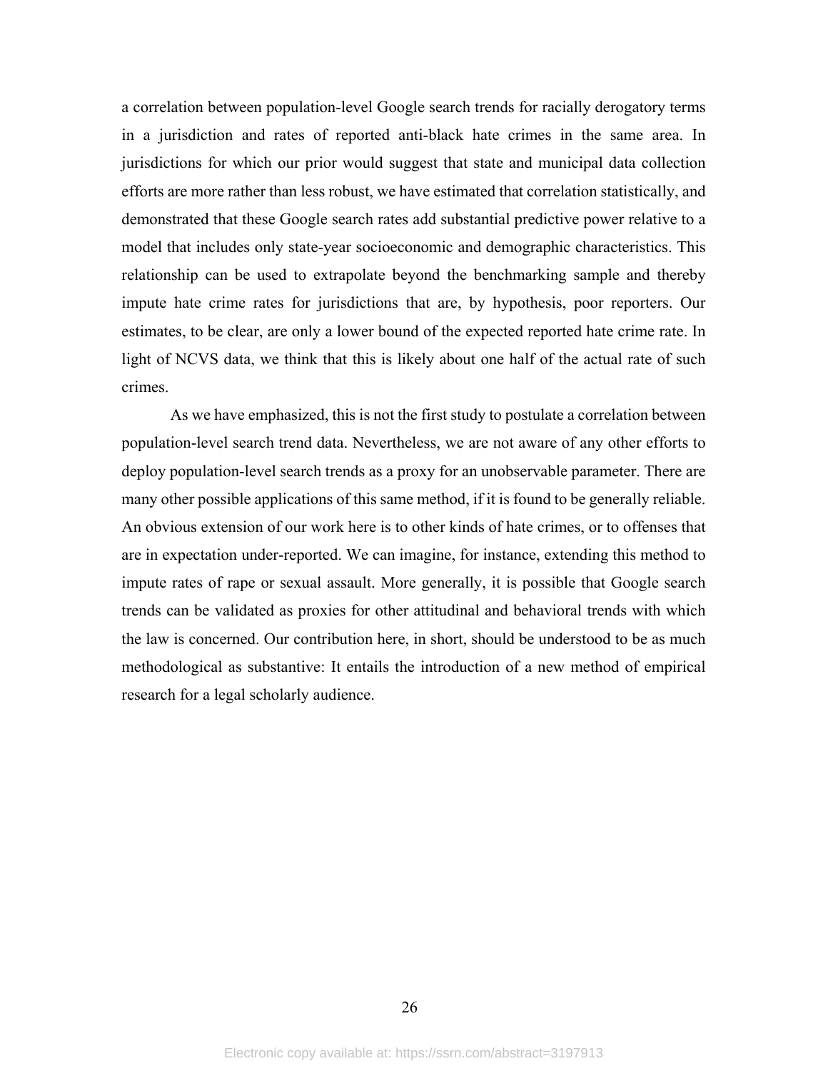a correlation between population-level Google search trends for racially derogatory terms in a jurisdiction and rates of reported anti-black hate crimes in the same area. In jurisdictions for which our prior would suggest that state and municipal data collection efforts are more rather than less robust, we have estimated that correlation statistically, and demonstrated that these Google search rates add substantial predictive power relative to a model that includes only state-year socioeconomic and demographic characteristics. This relationship can be used to extrapolate beyond the benchmarking sample and thereby impute hate crime rates for jurisdictions that are, by hypothesis, poor reporters. Our estimates, to be clear, are only a lower bound of the expected reported hate crime rate. In light of NCVS data, we think that this is likely about one half of the actual rate of such crimes.

As we have emphasized, this is not the first study to postulate a correlation between population-level search trend data. Nevertheless, we are not aware of any other efforts to deploy population-level search trends as a proxy for an unobservable parameter. There are many other possible applications of this same method, if it is found to be generally reliable. An obvious extension of our work here is to other kinds of hate crimes, or to offenses that are in expectation under-reported. We can imagine, for instance, extending this method to impute rates of rape or sexual assault. More generally, it is possible that Google search trends can be validated as proxies for other attitudinal and behavioral trends with which the law is concerned. Our contribution here, in short, should be understood to be as much methodological as substantive: It entails the introduction of a new method of empirical research for a legal scholarly audience.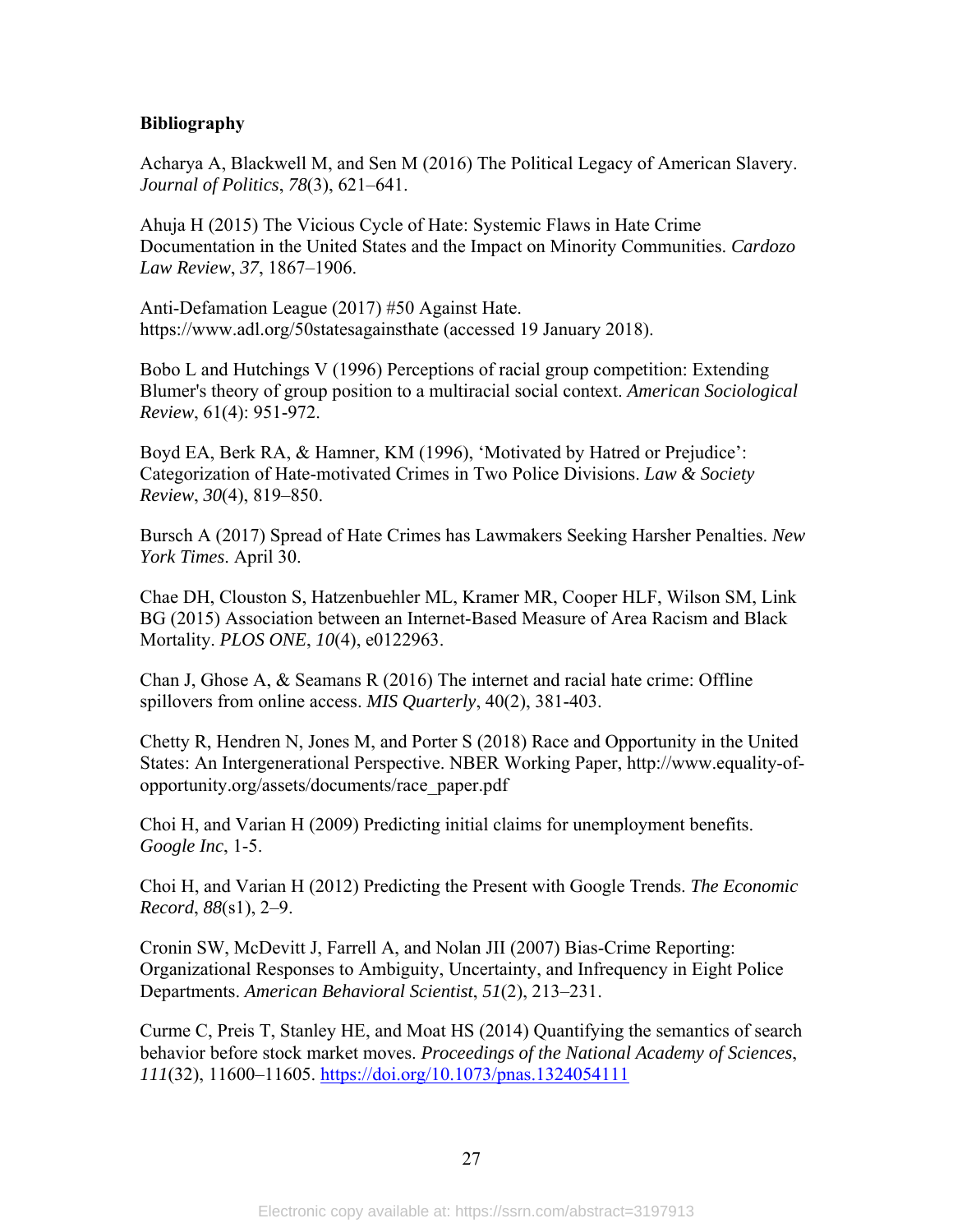**Bibliography**

Acharya A, Blackwell M, and Sen M (2016) The Political Legacy of American Slavery. *Journal of Politics*, *78*(3), 621–641.

Ahuja H (2015) The Vicious Cycle of Hate: Systemic Flaws in Hate Crime Documentation in the United States and the Impact on Minority Communities. *Cardozo Law Review*, *37*, 1867–1906.

Anti-Defamation League (2017) #50 Against Hate. https://www.adl.org/50statesagainsthate (accessed 19 January 2018).

Bobo L and Hutchings V (1996) Perceptions of racial group competition: Extending Blumer's theory of group position to a multiracial social context. *American Sociological Review*, 61(4): 951-972.

Boyd EA, Berk RA, & Hamner, KM (1996), 'Motivated by Hatred or Prejudice': Categorization of Hate-motivated Crimes in Two Police Divisions. *Law & Society Review*, *30*(4), 819–850.

Bursch A (2017) Spread of Hate Crimes has Lawmakers Seeking Harsher Penalties. *New York Times*. April 30.

Chae DH, Clouston S, Hatzenbuehler ML, Kramer MR, Cooper HLF, Wilson SM, Link BG (2015) Association between an Internet-Based Measure of Area Racism and Black Mortality. *PLOS ONE*, *10*(4), e0122963.

Chan J, Ghose A, & Seamans R (2016) The internet and racial hate crime: Offline spillovers from online access. *MIS Quarterly*, 40(2), 381-403.

Chetty R, Hendren N, Jones M, and Porter S (2018) Race and Opportunity in the United States: An Intergenerational Perspective. NBER Working Paper, http://www.equality-of-opportunity.org/assets/documents/race_paper.pdf

Choi H, and Varian H (2009) Predicting initial claims for unemployment benefits. *Google Inc*, 1-5.

Choi H, and Varian H (2012) Predicting the Present with Google Trends. *The Economic Record*, *88*(s1), 2–9.

Cronin SW, McDevitt J, Farrell A, and Nolan JII (2007) Bias-Crime Reporting: Organizational Responses to Ambiguity, Uncertainty, and Infrequency in Eight Police Departments. *American Behavioral Scientist*, *51*(2), 213–231.

Curme C, Preis T, Stanley HE, and Moat HS (2014) Quantifying the semantics of search behavior before stock market moves. *Proceedings of the National Academy of Sciences*, *111*(32), 11600–11605. https://doi.org/10.1073/pnas.1324054111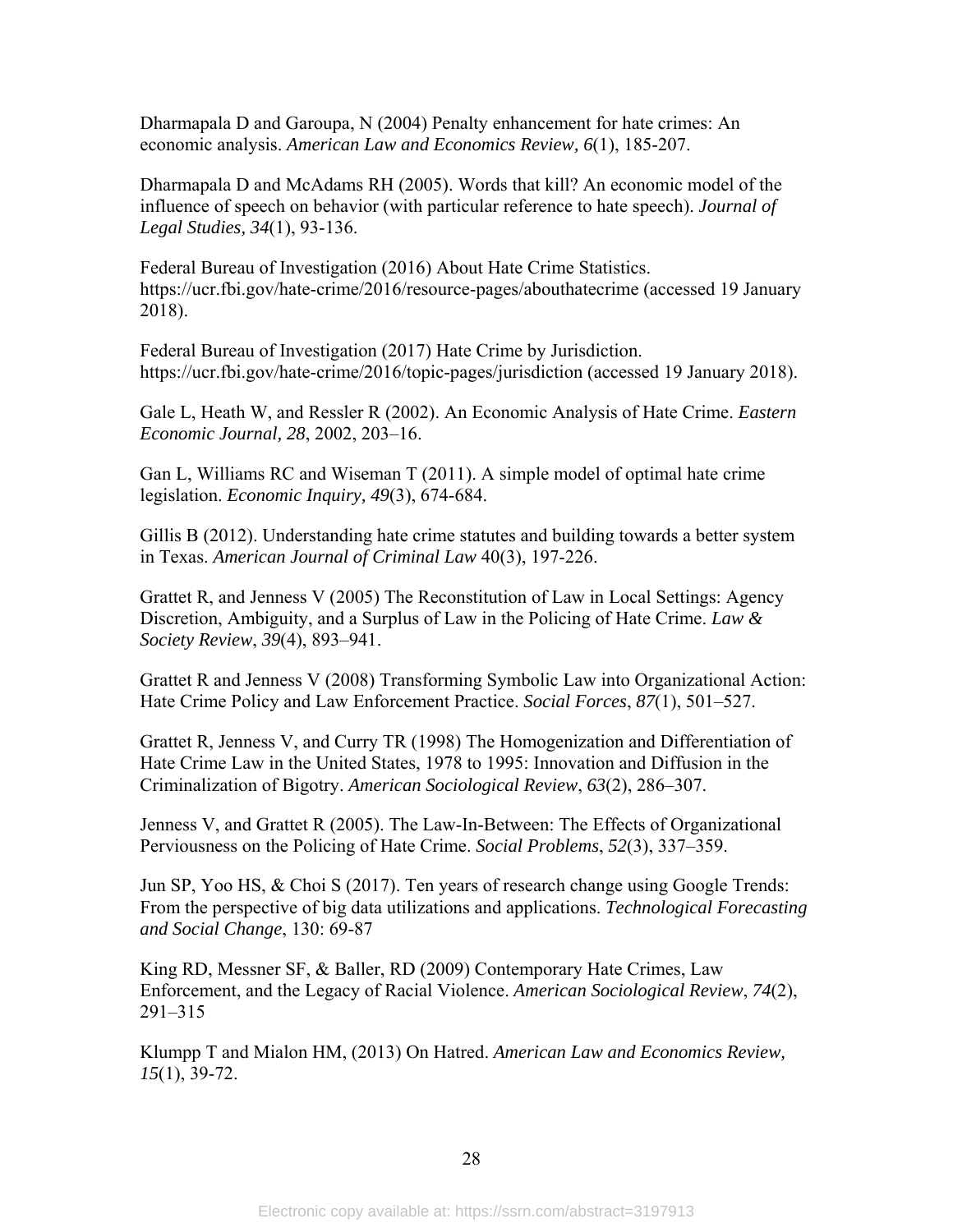Dharmapala D and Garoupa, N (2004) Penalty enhancement for hate crimes: An economic analysis. *American Law and Economics Review, 6*(1), 185-207.

Dharmapala D and McAdams RH (2005). Words that kill? An economic model of the influence of speech on behavior (with particular reference to hate speech). *Journal of Legal Studies, 34*(1), 93-136.

Federal Bureau of Investigation (2016) About Hate Crime Statistics. https://ucr.fbi.gov/hate-crime/2016/resource-pages/abouthatecrime (accessed 19 January 2018).

Federal Bureau of Investigation (2017) Hate Crime by Jurisdiction. https://ucr.fbi.gov/hate-crime/2016/topic-pages/jurisdiction (accessed 19 January 2018).

Gale L, Heath W, and Ressler R (2002). An Economic Analysis of Hate Crime. *Eastern Economic Journal, 28*, 2002, 203–16.

Gan L, Williams RC and Wiseman T (2011). A simple model of optimal hate crime legislation. *Economic Inquiry, 49*(3), 674-684.

Gillis B (2012). Understanding hate crime statutes and building towards a better system in Texas. *American Journal of Criminal Law* 40(3), 197-226.

Grattet R, and Jenness V (2005) The Reconstitution of Law in Local Settings: Agency Discretion, Ambiguity, and a Surplus of Law in the Policing of Hate Crime. *Law & Society Review*, *39*(4), 893–941.

Grattet R and Jenness V (2008) Transforming Symbolic Law into Organizational Action: Hate Crime Policy and Law Enforcement Practice. *Social Forces*, *87*(1), 501–527.

Grattet R, Jenness V, and Curry TR (1998) The Homogenization and Differentiation of Hate Crime Law in the United States, 1978 to 1995: Innovation and Diffusion in the Criminalization of Bigotry. *American Sociological Review*, *63*(2), 286–307.

Jenness V, and Grattet R (2005). The Law-In-Between: The Effects of Organizational Perviousness on the Policing of Hate Crime. *Social Problems*, *52*(3), 337–359.

Jun SP, Yoo HS, & Choi S (2017). Ten years of research change using Google Trends: From the perspective of big data utilizations and applications. *Technological Forecasting and Social Change*, 130: 69-87

King RD, Messner SF, & Baller, RD (2009) Contemporary Hate Crimes, Law Enforcement, and the Legacy of Racial Violence. *American Sociological Review*, *74*(2), 291–315

Klumpp T and Mialon HM, (2013) On Hatred. *American Law and Economics Review, 15*(1), 39-72.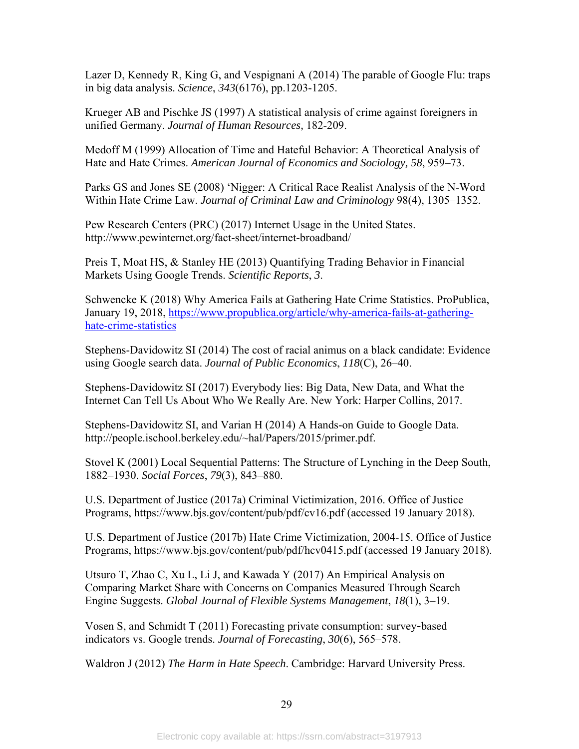Lazer D, Kennedy R, King G, and Vespignani A (2014) The parable of Google Flu: traps in big data analysis. *Science*, *343*(6176), pp.1203-1205.

Krueger AB and Pischke JS (1997) A statistical analysis of crime against foreigners in unified Germany. *Journal of Human Resources,* 182-209.

Medoff M (1999) Allocation of Time and Hateful Behavior: A Theoretical Analysis of Hate and Hate Crimes. *American Journal of Economics and Sociology, 58*, 959–73.

Parks GS and Jones SE (2008) 'Nigger: A Critical Race Realist Analysis of the N-Word Within Hate Crime Law. *Journal of Criminal Law and Criminology* 98(4), 1305–1352.

Pew Research Centers (PRC) (2017) Internet Usage in the United States. http://www.pewinternet.org/fact-sheet/internet-broadband/

Preis T, Moat HS, & Stanley HE (2013) Quantifying Trading Behavior in Financial Markets Using Google Trends. *Scientific Reports*, *3*.

Schwencke K (2018) Why America Fails at Gathering Hate Crime Statistics. ProPublica, January 19, 2018, https://www.propublica.org/article/why-america-fails-at-gathering-hate-crime-statistics

Stephens-Davidowitz SI (2014) The cost of racial animus on a black candidate: Evidence using Google search data. *Journal of Public Economics*, *118*(C), 26–40.

Stephens-Davidowitz SI (2017) Everybody lies: Big Data, New Data, and What the Internet Can Tell Us About Who We Really Are. New York: Harper Collins, 2017.

Stephens-Davidowitz SI, and Varian H (2014) A Hands-on Guide to Google Data. http://people.ischool.berkeley.edu/~hal/Papers/2015/primer.pdf.

Stovel K (2001) Local Sequential Patterns: The Structure of Lynching in the Deep South, 1882–1930. *Social Forces*, *79*(3), 843–880.

U.S. Department of Justice (2017a) Criminal Victimization, 2016. Office of Justice Programs, https://www.bjs.gov/content/pub/pdf/cv16.pdf (accessed 19 January 2018).

U.S. Department of Justice (2017b) Hate Crime Victimization, 2004-15. Office of Justice Programs, https://www.bjs.gov/content/pub/pdf/hcv0415.pdf (accessed 19 January 2018).

Utsuro T, Zhao C, Xu L, Li J, and Kawada Y (2017) An Empirical Analysis on Comparing Market Share with Concerns on Companies Measured Through Search Engine Suggests. *Global Journal of Flexible Systems Management*, *18*(1), 3–19.

Vosen S, and Schmidt T (2011) Forecasting private consumption: survey-based indicators vs. Google trends. *Journal of Forecasting*, *30*(6), 565–578.

Waldron J (2012) *The Harm in Hate Speech*. Cambridge: Harvard University Press.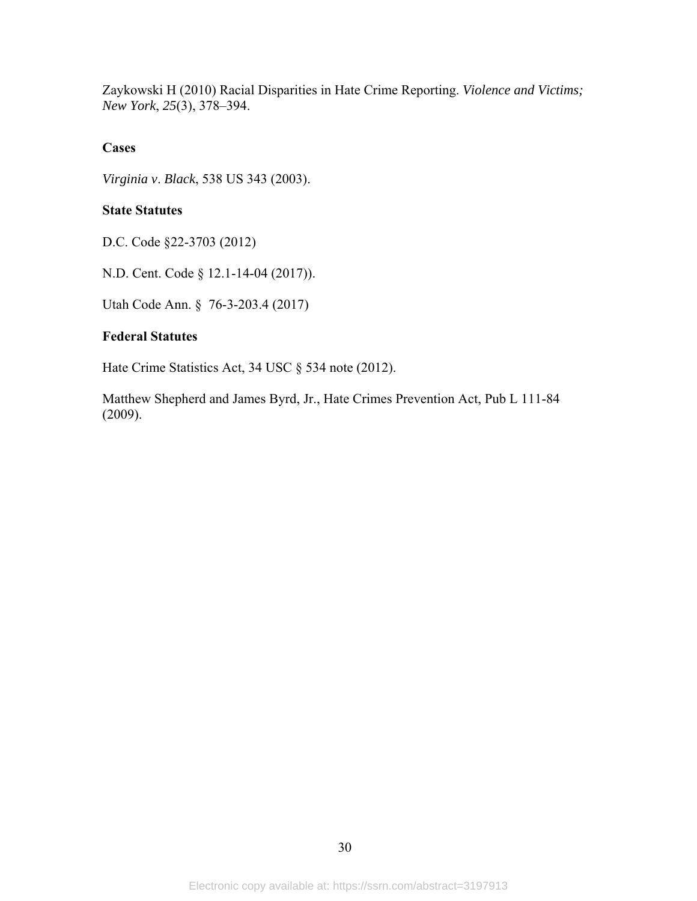Zaykowski H (2010) Racial Disparities in Hate Crime Reporting. *Violence and Victims; New York*, *25*(3), 378–394.

**Cases**

*Virginia v. Black*, 538 US 343 (2003).

**State Statutes**

D.C. Code §22-3703 (2012)

N.D. Cent. Code § 12.1-14-04 (2017)).

Utah Code Ann. § 76-3-203.4 (2017)

**Federal Statutes**

Hate Crime Statistics Act, 34 USC § 534 note (2012).

Matthew Shepherd and James Byrd, Jr., Hate Crimes Prevention Act, Pub L 111-84 (2009).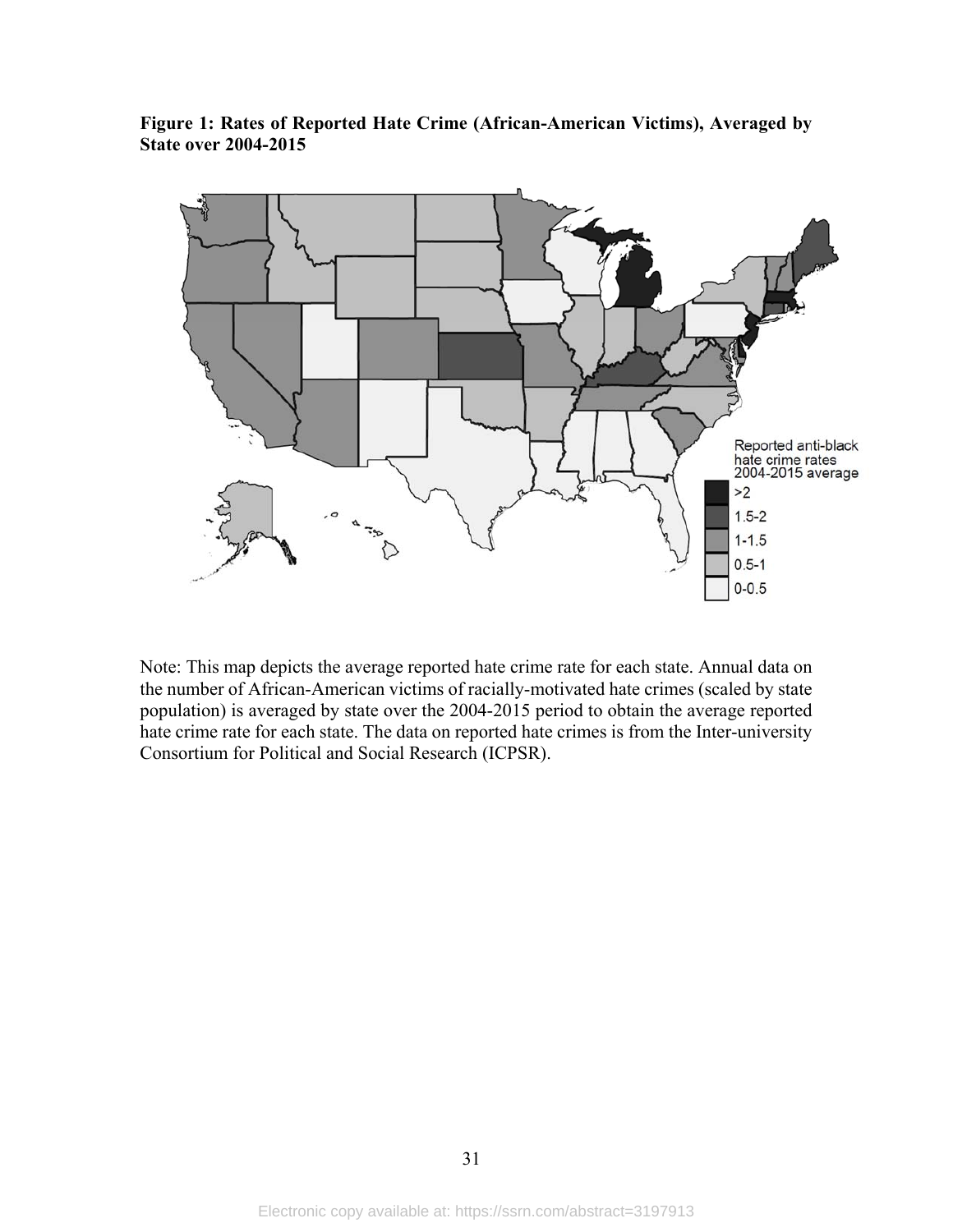**Figure 1: Rates of Reported Hate Crime (African-American Victims), Averaged by State over 2004-2015**

Note: This map depicts the average reported hate crime rate for each state. Annual data on the number of African-American victims of racially-motivated hate crimes (scaled by state population) is averaged by state over the 2004-2015 period to obtain the average reported hate crime rate for each state. The data on reported hate crimes is from the Inter-university Consortium for Political and Social Research (ICPSR).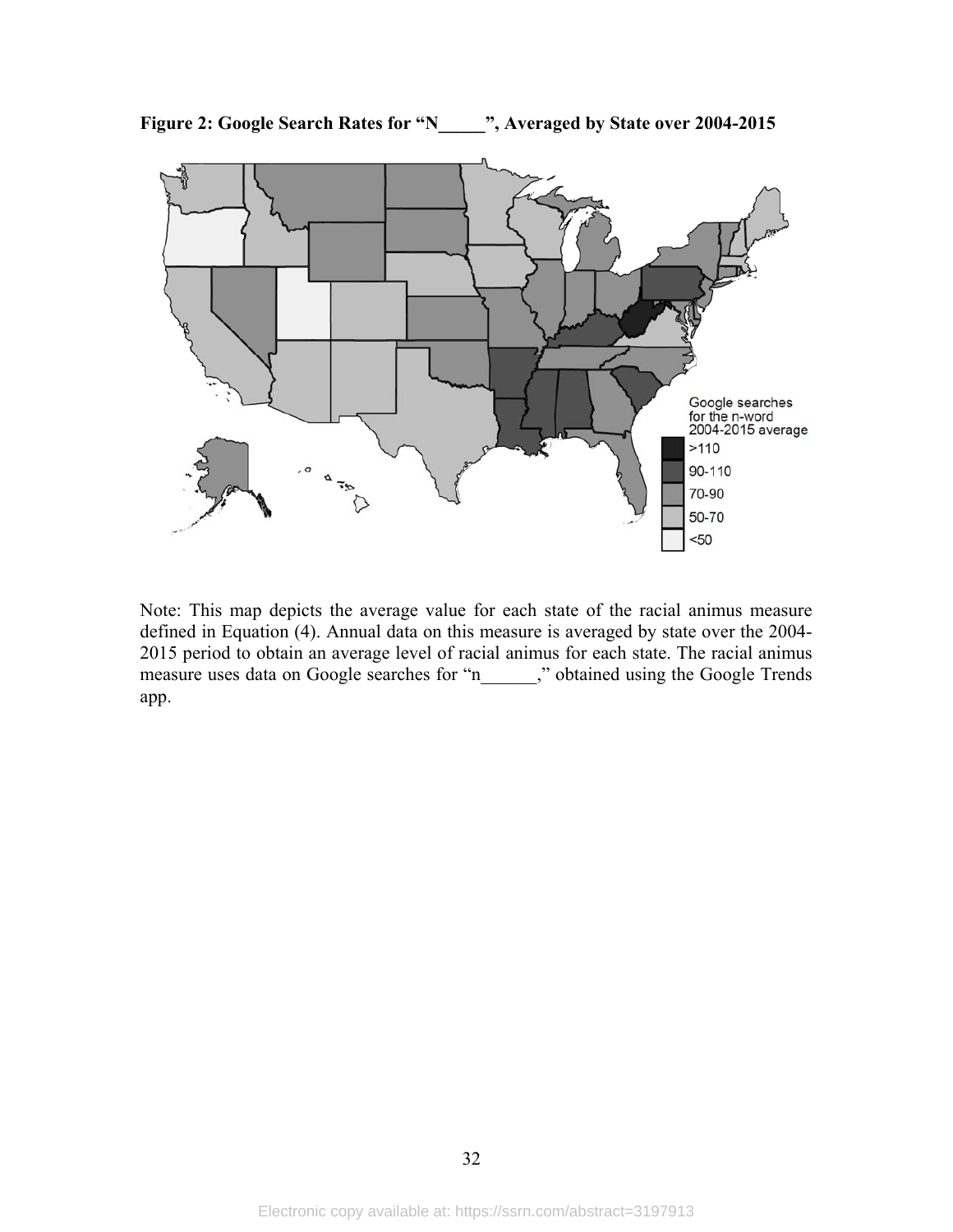**Figure 2: Google Search Rates for "N_____", Averaged by State over 2004-2015**

Google searches for the n-word 2004-2015 average

- >110
- 90-110
- 70-90
- 50-70
- <50

Note: This map depicts the average value for each state of the racial animus measure defined in Equation (4). Annual data on this measure is averaged by state over the 2004-2015 period to obtain an average level of racial animus for each state. The racial animus measure uses data on Google searches for "n______," obtained using the Google Trends app.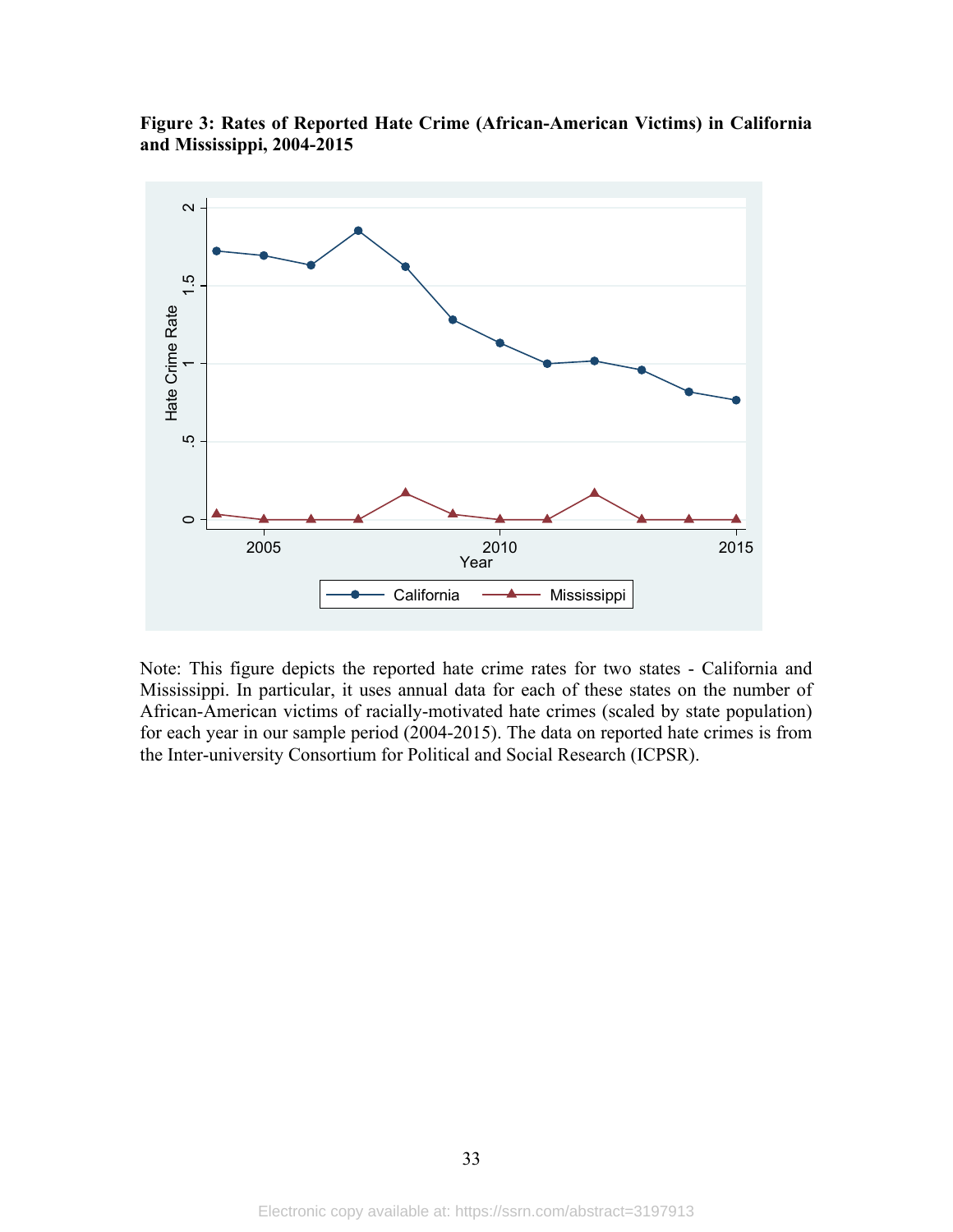**Figure 3: Rates of Reported Hate Crime (African-American Victims) in California and Mississippi, 2004-2015**

Note: This figure depicts the reported hate crime rates for two states - California and Mississippi. In particular, it uses annual data for each of these states on the number of African-American victims of racially-motivated hate crimes (scaled by state population) for each year in our sample period (2004-2015). The data on reported hate crimes is from the Inter-university Consortium for Political and Social Research (ICPSR).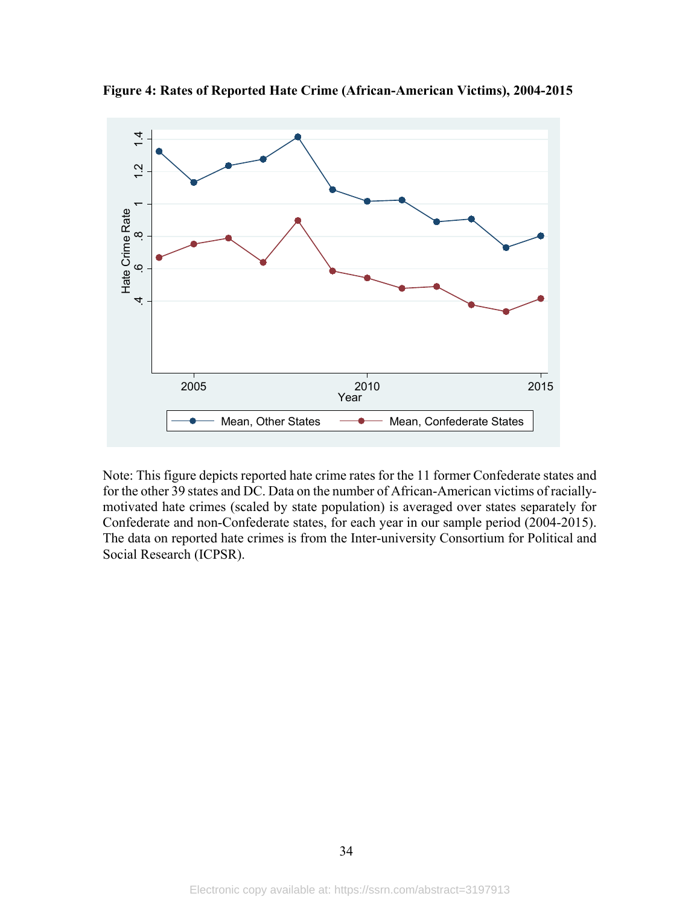**Figure 4: Rates of Reported Hate Crime (African-American Victims), 2004-2015**

Note: This figure depicts reported hate crime rates for the 11 former Confederate states and for the other 39 states and DC. Data on the number of African-American victims of racially-motivated hate crimes (scaled by state population) is averaged over states separately for Confederate and non-Confederate states, for each year in our sample period (2004-2015). The data on reported hate crimes is from the Inter-university Consortium for Political and Social Research (ICPSR).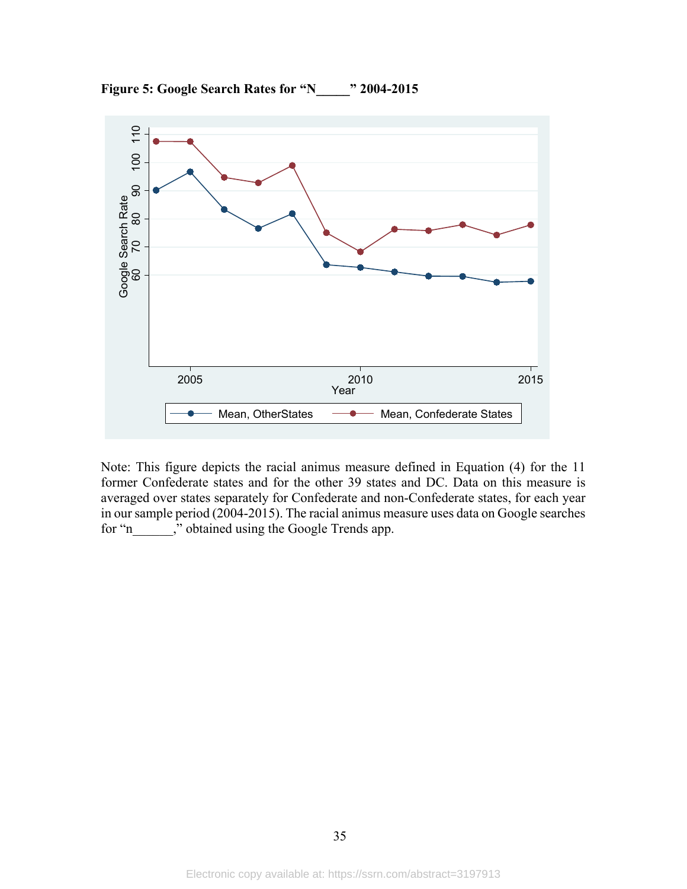**Figure 5: Google Search Rates for "N_____" 2004-2015**

Note: This figure depicts the racial animus measure defined in Equation (4) for the 11 former Confederate states and for the other 39 states and DC. Data on this measure is averaged over states separately for Confederate and non-Confederate states, for each year in our sample period (2004-2015). The racial animus measure uses data on Google searches for "n______," obtained using the Google Trends app.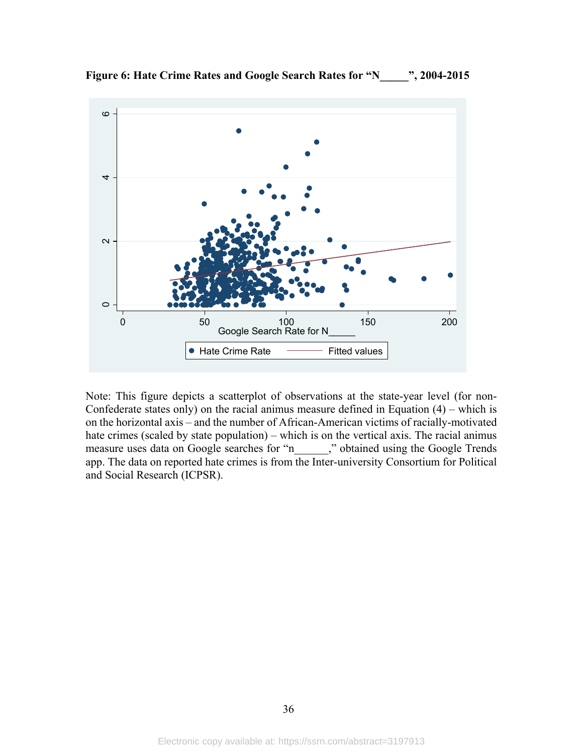**Figure 6: Hate Crime Rates and Google Search Rates for "N_____", 2004-2015**

Note: This figure depicts a scatterplot of observations at the state-year level (for non-Confederate states only) on the racial animus measure defined in Equation (4) – which is on the horizontal axis – and the number of African-American victims of racially-motivated hate crimes (scaled by state population) – which is on the vertical axis. The racial animus measure uses data on Google searches for "n______," obtained using the Google Trends app. The data on reported hate crimes is from the Inter-university Consortium for Political and Social Research (ICPSR).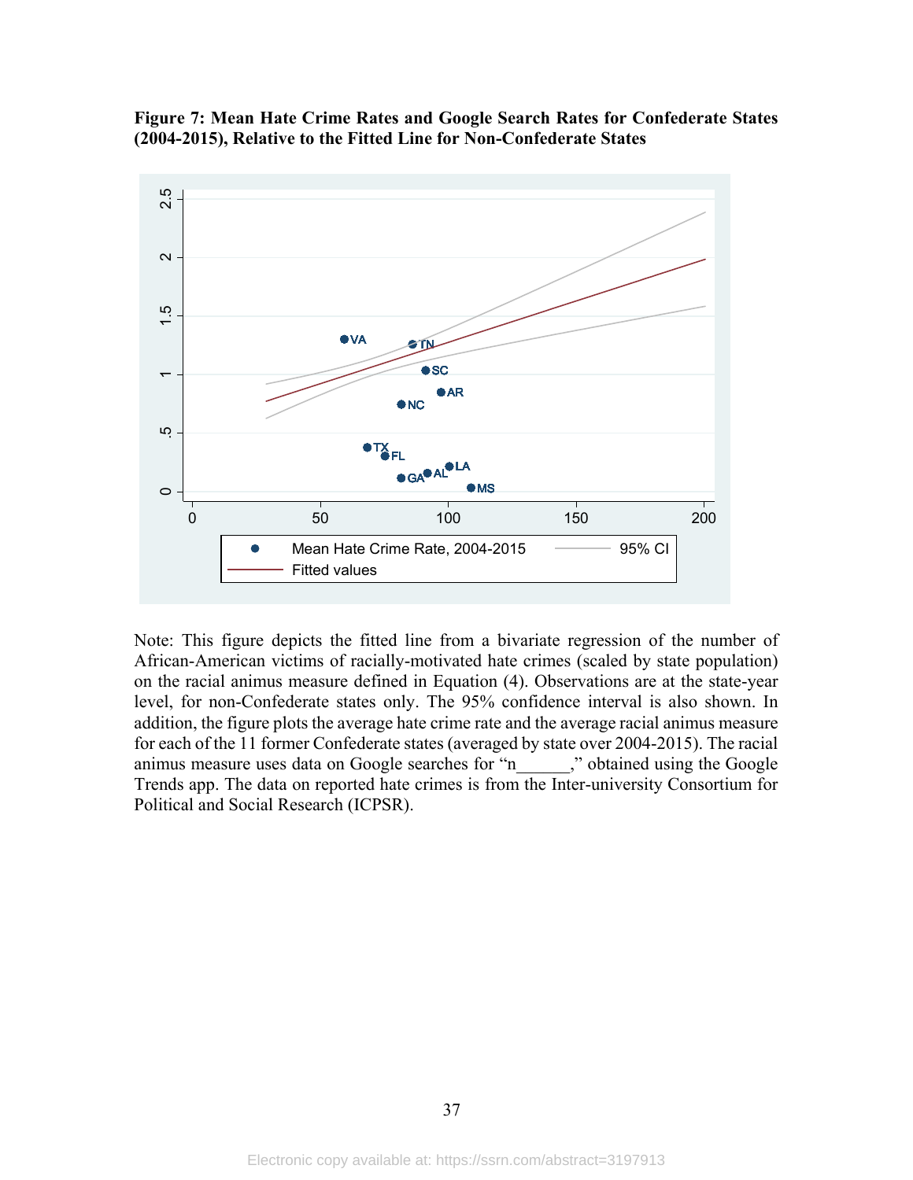**Figure 7: Mean Hate Crime Rates and Google Search Rates for Confederate States (2004-2015), Relative to the Fitted Line for Non-Confederate States**

Note: This figure depicts the fitted line from a bivariate regression of the number of African-American victims of racially-motivated hate crimes (scaled by state population) on the racial animus measure defined in Equation (4). Observations are at the state-year level, for non-Confederate states only. The 95% confidence interval is also shown. In addition, the figure plots the average hate crime rate and the average racial animus measure for each of the 11 former Confederate states (averaged by state over 2004-2015). The racial animus measure uses data on Google searches for "n______," obtained using the Google Trends app. The data on reported hate crimes is from the Inter-university Consortium for Political and Social Research (ICPSR).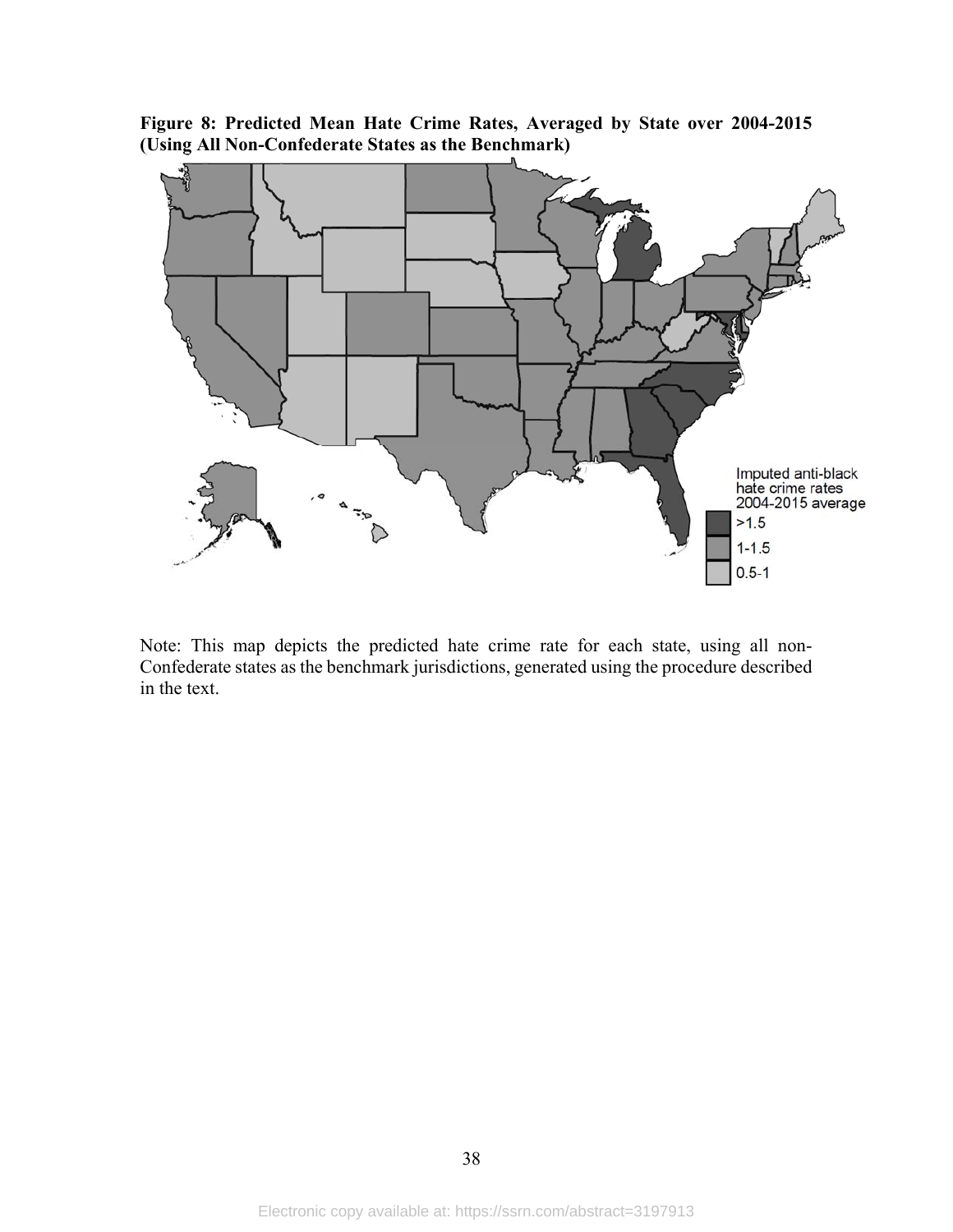**Figure 8: Predicted Mean Hate Crime Rates, Averaged by State over 2004-2015 (Using All Non-Confederate States as the Benchmark)**

Note: This map depicts the predicted hate crime rate for each state, using all non-Confederate states as the benchmark jurisdictions, generated using the procedure described in the text.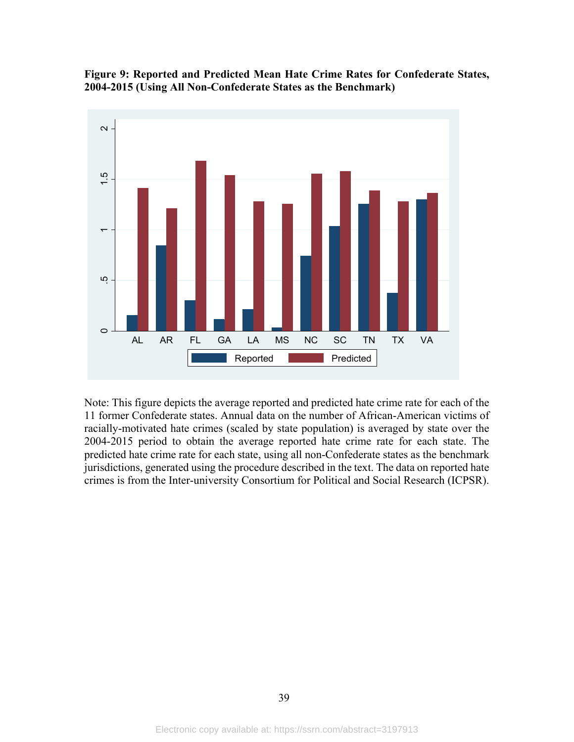**Figure 9: Reported and Predicted Mean Hate Crime Rates for Confederate States, 2004-2015 (Using All Non-Confederate States as the Benchmark)**

Note: This figure depicts the average reported and predicted hate crime rate for each of the 11 former Confederate states. Annual data on the number of African-American victims of racially-motivated hate crimes (scaled by state population) is averaged by state over the 2004-2015 period to obtain the average reported hate crime rate for each state. The predicted hate crime rate for each state, using all non-Confederate states as the benchmark jurisdictions, generated using the procedure described in the text. The data on reported hate crimes is from the Inter-university Consortium for Political and Social Research (ICPSR).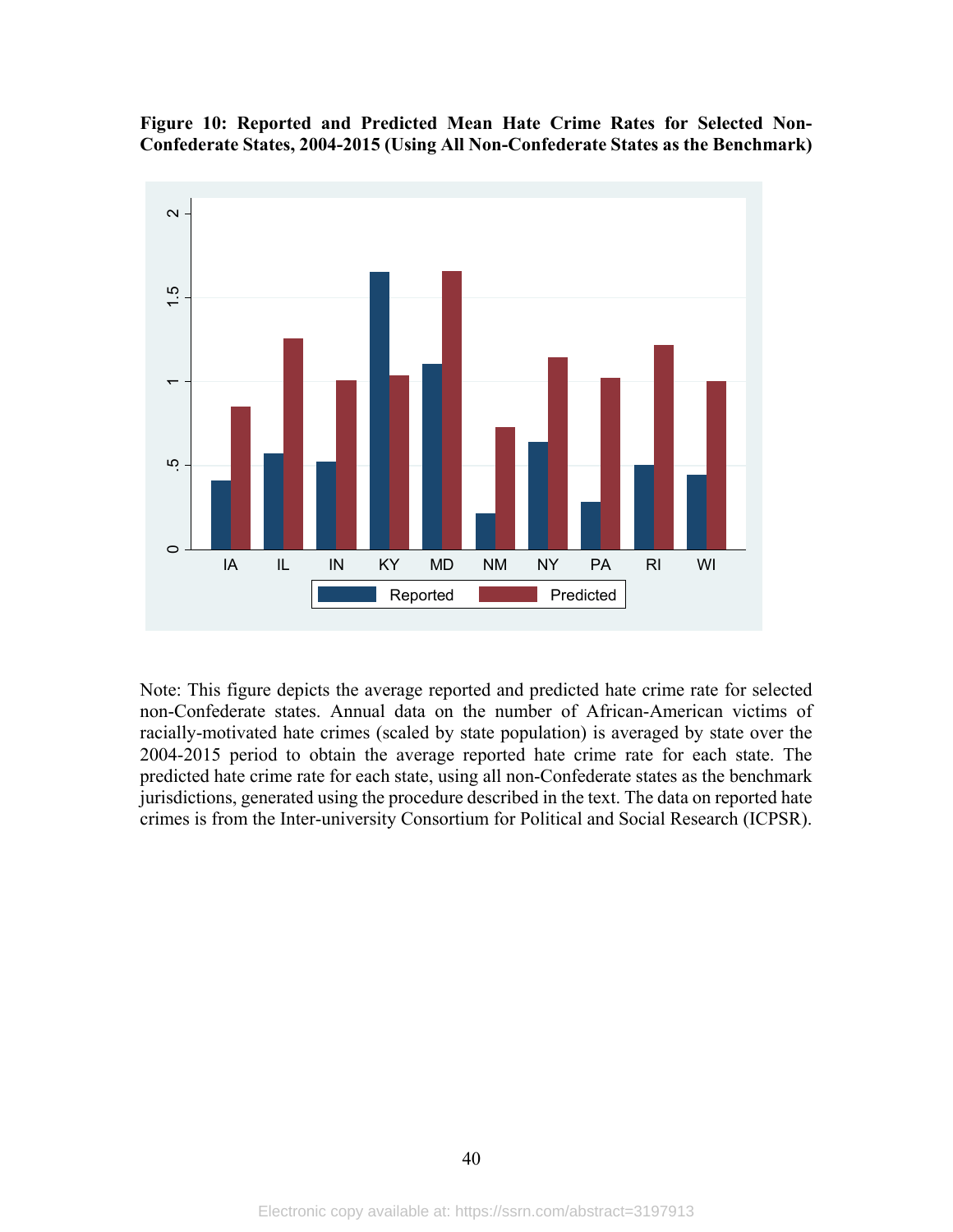**Figure 10: Reported and Predicted Mean Hate Crime Rates for Selected Non-Confederate States, 2004-2015 (Using All Non-Confederate States as the Benchmark)**

Note: This figure depicts the average reported and predicted hate crime rate for selected non-Confederate states. Annual data on the number of African-American victims of racially-motivated hate crimes (scaled by state population) is averaged by state over the 2004-2015 period to obtain the average reported hate crime rate for each state. The predicted hate crime rate for each state, using all non-Confederate states as the benchmark jurisdictions, generated using the procedure described in the text. The data on reported hate crimes is from the Inter-university Consortium for Political and Social Research (ICPSR).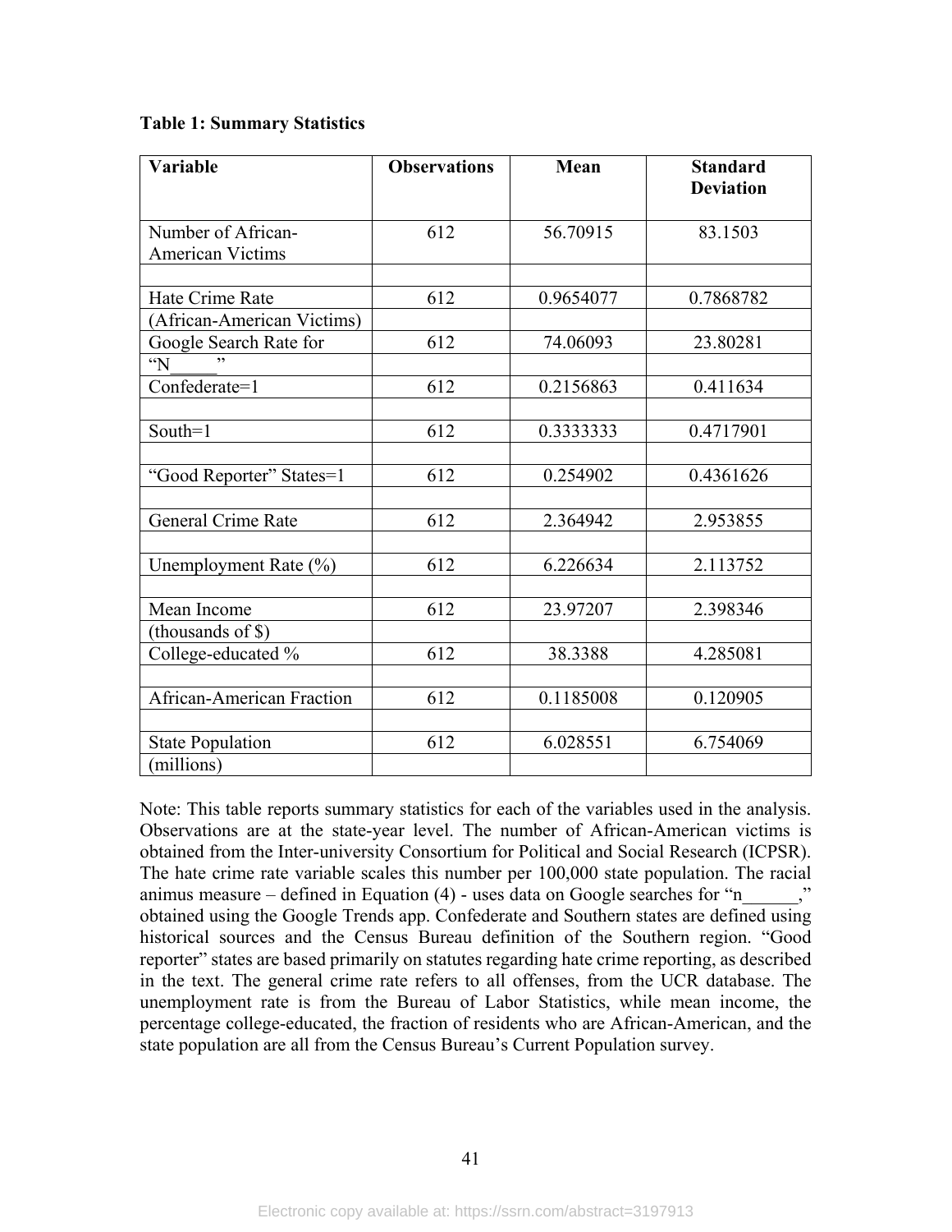**Table 1: Summary Statistics**

| Variable | Observations | Mean | Standard Deviation |
|---|---|---|---|
| Number of African-American Victims | 612 | 56.70915 | 83.1503 |
| Hate Crime Rate (African-American Victims) | 612 | 0.9654077 | 0.7868782 |
| Google Search Rate for "N_____" | 612 | 74.06093 | 23.80281 |
| Confederate=1 | 612 | 0.2156863 | 0.411634 |
| South=1 | 612 | 0.3333333 | 0.4717901 |
| "Good Reporter" States=1 | 612 | 0.254902 | 0.4361626 |
| General Crime Rate | 612 | 2.364942 | 2.953855 |
| Unemployment Rate (%) | 612 | 6.226634 | 2.113752 |
| Mean Income (thousands of $) | 612 | 23.97207 | 2.398346 |
| College-educated % | 612 | 38.3388 | 4.285081 |
| African-American Fraction | 612 | 0.1185008 | 0.120905 |
| State Population (millions) | 612 | 6.028551 | 6.754069 |

Note: This table reports summary statistics for each of the variables used in the analysis. Observations are at the state-year level. The number of African-American victims is obtained from the Inter-university Consortium for Political and Social Research (ICPSR). The hate crime rate variable scales this number per 100,000 state population. The racial animus measure – defined in Equation (4) - uses data on Google searches for "n______," obtained using the Google Trends app. Confederate and Southern states are defined using historical sources and the Census Bureau definition of the Southern region. "Good reporter" states are based primarily on statutes regarding hate crime reporting, as described in the text. The general crime rate refers to all offenses, from the UCR database. The unemployment rate is from the Bureau of Labor Statistics, while mean income, the percentage college-educated, the fraction of residents who are African-American, and the state population are all from the Census Bureau's Current Population survey.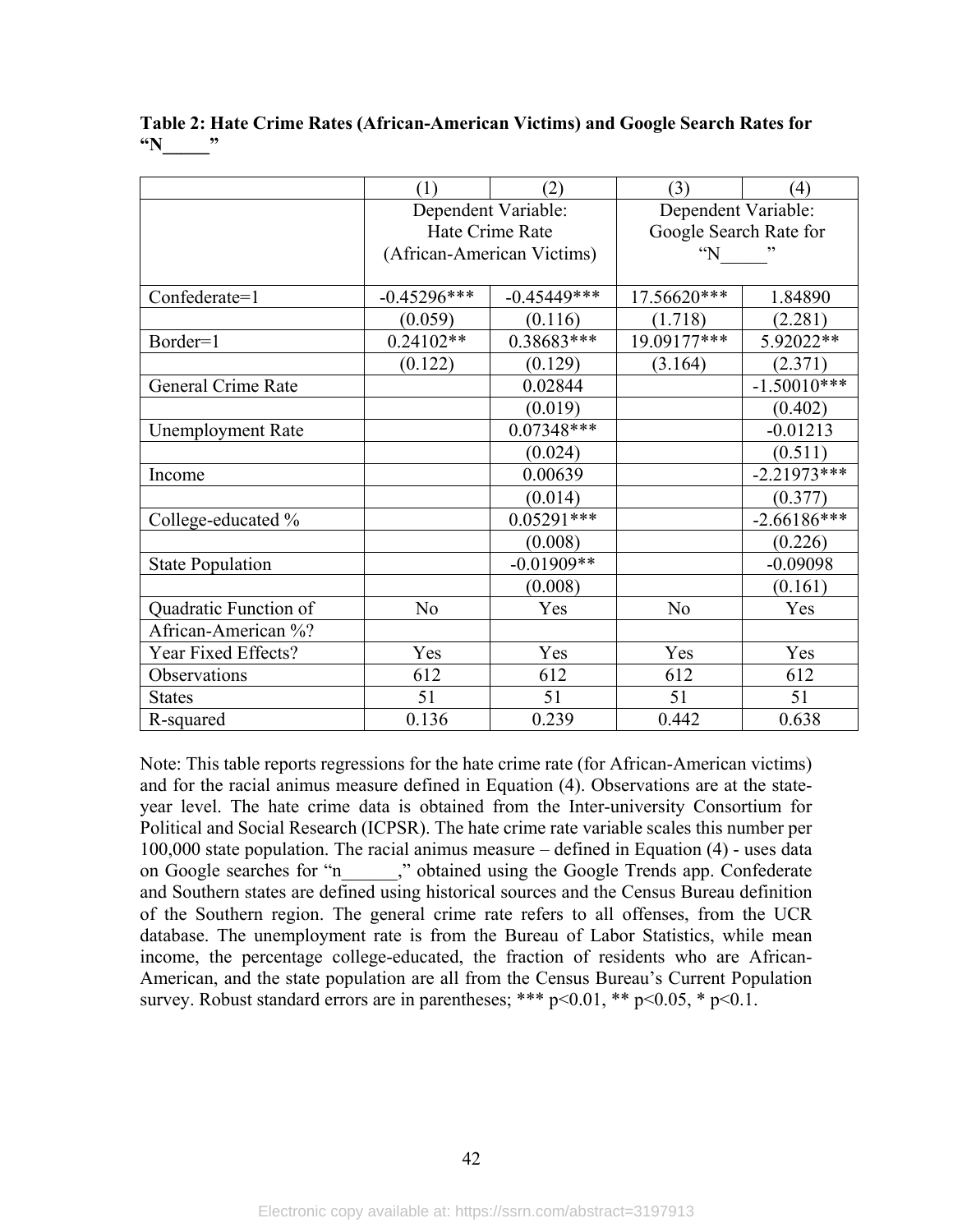**Table 2: Hate Crime Rates (African-American Victims) and Google Search Rates for "N_____"**

| | (1) | (2) | (3) | (4) |
|---|---|---|---|---|
| | Dependent Variable: Hate Crime Rate (African-American Victims) | | Dependent Variable: Google Search Rate for "N_____" | |
| Confederate=1 | -0.45296*** | -0.45449*** | 17.56620*** | 1.84890 |
| | (0.059) | (0.116) | (1.718) | (2.281) |
| Border=1 | 0.24102** | 0.38683*** | 19.09177*** | 5.92022** |
| | (0.122) | (0.129) | (3.164) | (2.371) |
| General Crime Rate | | 0.02844 | | -1.50010*** |
| | | (0.019) | | (0.402) |
| Unemployment Rate | | 0.07348*** | | -0.01213 |
| | | (0.024) | | (0.511) |
| Income | | 0.00639 | | -2.21973*** |
| | | (0.014) | | (0.377) |
| College-educated % | | 0.05291*** | | -2.66186*** |
| | | (0.008) | | (0.226) |
| State Population | | -0.01909** | | -0.09098 |
| | | (0.008) | | (0.161) |
| Quadratic Function of African-American %? | No | Yes | No | Yes |
| Year Fixed Effects? | Yes | Yes | Yes | Yes |
| Observations | 612 | 612 | 612 | 612 |
| States | 51 | 51 | 51 | 51 |
| R-squared | 0.136 | 0.239 | 0.442 | 0.638 |

Note: This table reports regressions for the hate crime rate (for African-American victims) and for the racial animus measure defined in Equation (4). Observations are at the state-year level. The hate crime data is obtained from the Inter-university Consortium for Political and Social Research (ICPSR). The hate crime rate variable scales this number per 100,000 state population. The racial animus measure – defined in Equation (4) - uses data on Google searches for "n______," obtained using the Google Trends app. Confederate and Southern states are defined using historical sources and the Census Bureau definition of the Southern region. The general crime rate refers to all offenses, from the UCR database. The unemployment rate is from the Bureau of Labor Statistics, while mean income, the percentage college-educated, the fraction of residents who are African-American, and the state population are all from the Census Bureau's Current Population survey. Robust standard errors are in parentheses; *** p<0.01, ** p<0.05, * p<0.1.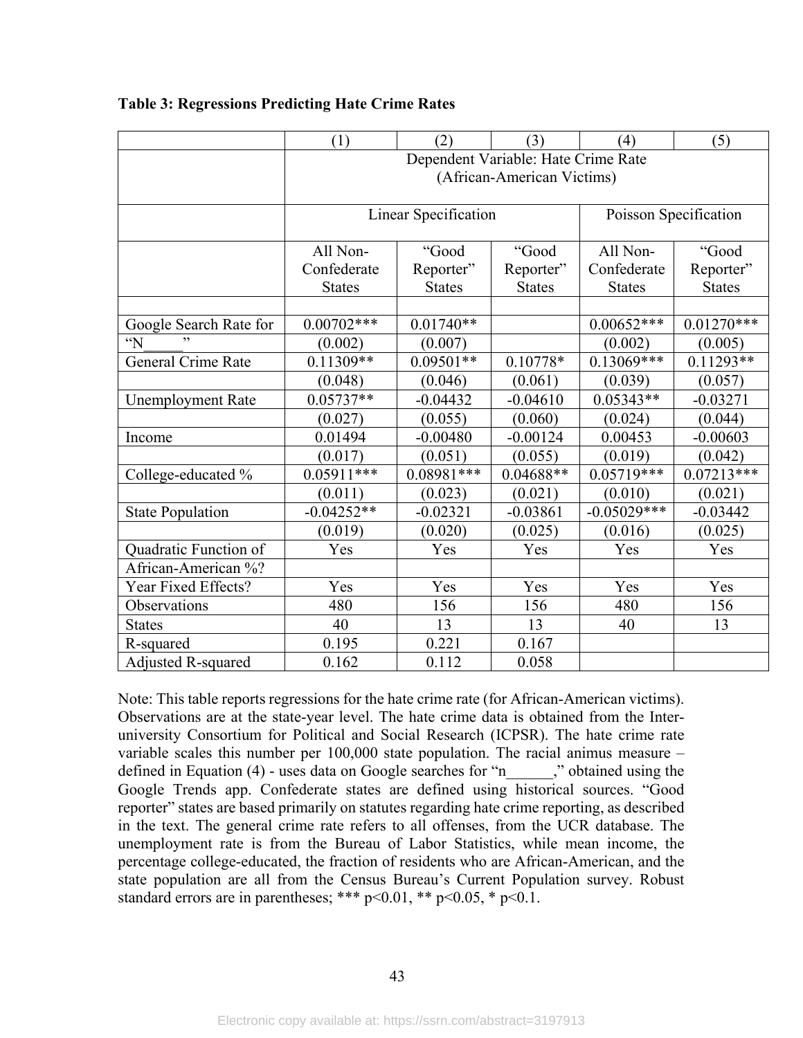**Table 3: Regressions Predicting Hate Crime Rates**

| | (1) | (2) | (3) | (4) | (5) |
|---|---|---|---|---|---|
| | Dependent Variable: Hate Crime Rate (African-American Victims) | | | | |
| | Linear Specification | | | Poisson Specification | |
| | All Non-Confederate States | "Good Reporter" States | "Good Reporter" States | All Non-Confederate States | "Good Reporter" States |
| Google Search Rate for "N_____" | 0.00702*** | 0.01740** | | 0.00652*** | 0.01270*** |
| | (0.002) | (0.007) | | (0.002) | (0.005) |
| General Crime Rate | 0.11309** | 0.09501** | 0.10778* | 0.13069*** | 0.11293** |
| | (0.048) | (0.046) | (0.061) | (0.039) | (0.057) |
| Unemployment Rate | 0.05737** | -0.04432 | -0.04610 | 0.05343** | -0.03271 |
| | (0.027) | (0.055) | (0.060) | (0.024) | (0.044) |
| Income | 0.01494 | -0.00480 | -0.00124 | 0.00453 | -0.00603 |
| | (0.017) | (0.051) | (0.055) | (0.019) | (0.042) |
| College-educated % | 0.05911*** | 0.08981*** | 0.04688** | 0.05719*** | 0.07213*** |
| | (0.011) | (0.023) | (0.021) | (0.010) | (0.021) |
| State Population | -0.04252** | -0.02321 | -0.03861 | -0.05029*** | -0.03442 |
| | (0.019) | (0.020) | (0.025) | (0.016) | (0.025) |
| Quadratic Function of African-American %? | Yes | Yes | Yes | Yes | Yes |
| Year Fixed Effects? | Yes | Yes | Yes | Yes | Yes |
| Observations | 480 | 156 | 156 | 480 | 156 |
| States | 40 | 13 | 13 | 40 | 13 |
| R-squared | 0.195 | 0.221 | 0.167 | | |
| Adjusted R-squared | 0.162 | 0.112 | 0.058 | | |

Note: This table reports regressions for the hate crime rate (for African-American victims). Observations are at the state-year level. The hate crime data is obtained from the Inter-university Consortium for Political and Social Research (ICPSR). The hate crime rate variable scales this number per 100,000 state population. The racial animus measure – defined in Equation (4) - uses data on Google searches for "n______," obtained using the Google Trends app. Confederate states are defined using historical sources. "Good reporter" states are based primarily on statutes regarding hate crime reporting, as described in the text. The general crime rate refers to all offenses, from the UCR database. The unemployment rate is from the Bureau of Labor Statistics, while mean income, the percentage college-educated, the fraction of residents who are African-American, and the state population are all from the Census Bureau's Current Population survey. Robust standard errors are in parentheses; *** p<0.01, ** p<0.05, * p<0.1.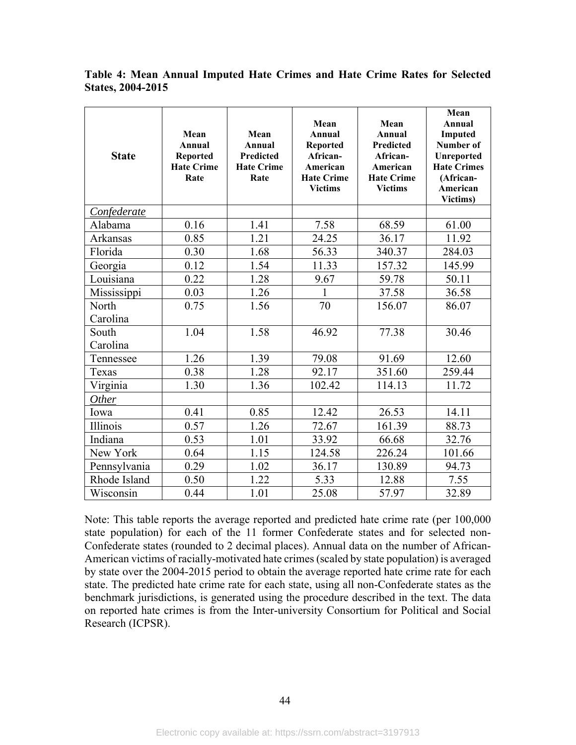**Table 4: Mean Annual Imputed Hate Crimes and Hate Crime Rates for Selected States, 2004-2015**

| State | Mean Annual Reported Hate Crime Rate | Mean Annual Predicted Hate Crime Rate | Mean Annual Reported African-American Hate Crime Victims | Mean Annual Predicted African-American Hate Crime Victims | Mean Annual Imputed Number of Unreported Hate Crimes (African-American Victims) |
|---|---|---|---|---|---|
| *Confederate* | | | | | |
| Alabama | 0.16 | 1.41 | 7.58 | 68.59 | 61.00 |
| Arkansas | 0.85 | 1.21 | 24.25 | 36.17 | 11.92 |
| Florida | 0.30 | 1.68 | 56.33 | 340.37 | 284.03 |
| Georgia | 0.12 | 1.54 | 11.33 | 157.32 | 145.99 |
| Louisiana | 0.22 | 1.28 | 9.67 | 59.78 | 50.11 |
| Mississippi | 0.03 | 1.26 | 1 | 37.58 | 36.58 |
| North Carolina | 0.75 | 1.56 | 70 | 156.07 | 86.07 |
| South Carolina | 1.04 | 1.58 | 46.92 | 77.38 | 30.46 |
| Tennessee | 1.26 | 1.39 | 79.08 | 91.69 | 12.60 |
| Texas | 0.38 | 1.28 | 92.17 | 351.60 | 259.44 |
| Virginia | 1.30 | 1.36 | 102.42 | 114.13 | 11.72 |
| *Other* | | | | | |
| Iowa | 0.41 | 0.85 | 12.42 | 26.53 | 14.11 |
| Illinois | 0.57 | 1.26 | 72.67 | 161.39 | 88.73 |
| Indiana | 0.53 | 1.01 | 33.92 | 66.68 | 32.76 |
| New York | 0.64 | 1.15 | 124.58 | 226.24 | 101.66 |
| Pennsylvania | 0.29 | 1.02 | 36.17 | 130.89 | 94.73 |
| Rhode Island | 0.50 | 1.22 | 5.33 | 12.88 | 7.55 |
| Wisconsin | 0.44 | 1.01 | 25.08 | 57.97 | 32.89 |

Note: This table reports the average reported and predicted hate crime rate (per 100,000 state population) for each of the 11 former Confederate states and for selected non-Confederate states (rounded to 2 decimal places). Annual data on the number of African-American victims of racially-motivated hate crimes (scaled by state population) is averaged by state over the 2004-2015 period to obtain the average reported hate crime rate for each state. The predicted hate crime rate for each state, using all non-Confederate states as the benchmark jurisdictions, is generated using the procedure described in the text. The data on reported hate crimes is from the Inter-university Consortium for Political and Social Research (ICPSR).